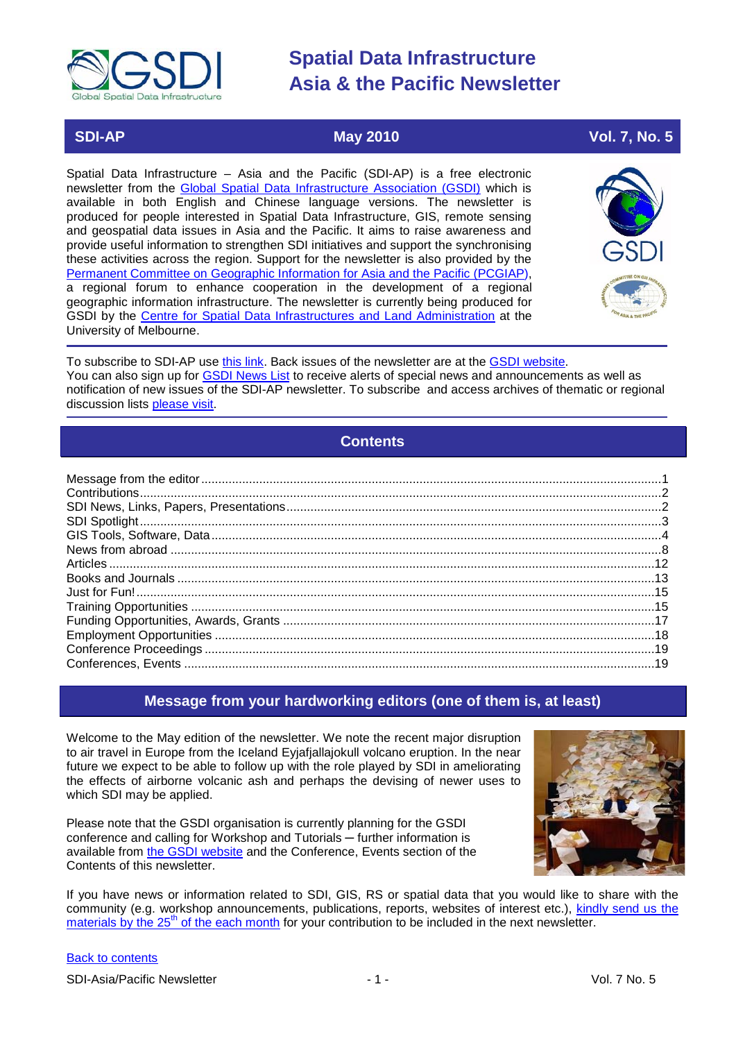# Spatial Data Infrastructure Asia & the Pacific Newsletter

**SDI-AP** | **May 2010** | **Vol. 7, No. 5**

Spatial Data Infrastructure – Asia and the Pacific (SDI-AP) is a free electronic newsletter from the Global Spatial Data Infrastructure Association (GSDI) which is available in both English and Chinese language versions. The newsletter is produced for people interested in Spatial Data Infrastructure, GIS, remote sensing and geospatial data issues in Asia and the Pacific. It aims to raise awareness and provide useful information to strengthen SDI initiatives and support the synchronising these activities across the region. Support for the newsletter is also provided by the Permanent Committee on Geographic Information for Asia and the Pacific (PCGIAP), a regional forum to enhance cooperation in the development of a regional geographic information infrastructure. The newsletter is currently being produced for GSDI by the Centre for Spatial Data Infrastructures and Land Administration at the University of Melbourne.

To subscribe to SDI-AP use this link. Back issues of the newsletter are at the GSDI website. You can also sign up for GSDI News List to receive alerts of special news and announcements as well as notification of new issues of the SDI-AP newsletter. To subscribe and access archives of thematic or regional discussion lists please visit.

## Contents

- Message from the editor ....1
- Contributions ....2
- SDI News, Links, Papers, Presentations ....2
- SDI Spotlight ....3
- GIS Tools, Software, Data ....4
- News from abroad ....8
- Articles ....12
- Books and Journals ....13
- Just for Fun! ....15
- Training Opportunities ....15
- Funding Opportunities, Awards, Grants ....17
- Employment Opportunities ....18
- Conference Proceedings ....19
- Conferences, Events ....19

## Message from your hardworking editors (one of them is, at least)

Welcome to the May edition of the newsletter. We note the recent major disruption to air travel in Europe from the Iceland Eyjafjallajokull volcano eruption. In the near future we expect to be able to follow up with the role played by SDI in ameliorating the effects of airborne volcanic ash and perhaps the devising of newer uses to which SDI may be applied.

Please note that the GSDI organisation is currently planning for the GSDI conference and calling for Workshop and Tutorials – further information is available from the GSDI website and the Conference, Events section of the Contents of this newsletter.

If you have news or information related to SDI, GIS, RS or spatial data that you would like to share with the community (e.g. workshop announcements, publications, reports, websites of interest etc.), kindly send us the materials by the 25th of the each month for your contribution to be included in the next newsletter.

Back to contents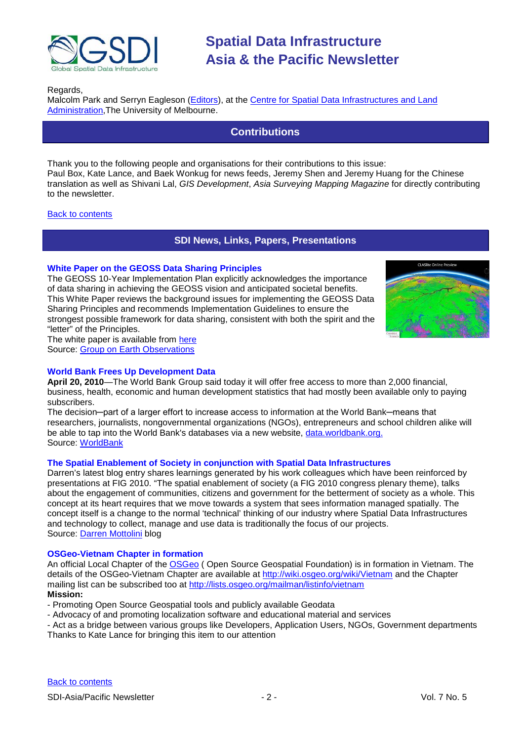Regards,
Malcolm Park and Serryn Eagleson (Editors), at the Centre for Spatial Data Infrastructures and Land Administration,The University of Melbourne.

## Contributions

Thank you to the following people and organisations for their contributions to this issue:
Paul Box, Kate Lance, and Baek Wonkug for news feeds, Jeremy Shen and Jeremy Huang for the Chinese translation as well as Shivani Lal, *GIS Development*, *Asia Surveying Mapping Magazine* for directly contributing to the newsletter.

Back to contents

## SDI News, Links, Papers, Presentations

### White Paper on the GEOSS Data Sharing Principles

The GEOSS 10-Year Implementation Plan explicitly acknowledges the importance of data sharing in achieving the GEOSS vision and anticipated societal benefits. This White Paper reviews the background issues for implementing the GEOSS Data Sharing Principles and recommends Implementation Guidelines to ensure the strongest possible framework for data sharing, consistent with both the spirit and the "letter" of the Principles.
The white paper is available from here
Source: Group on Earth Observations

### World Bank Frees Up Development Data

**April 20, 2010**—The World Bank Group said today it will offer free access to more than 2,000 financial, business, health, economic and human development statistics that had mostly been available only to paying subscribers.
The decision—part of a larger effort to increase access to information at the World Bank—means that researchers, journalists, nongovernmental organizations (NGOs), entrepreneurs and school children alike will be able to tap into the World Bank's databases via a new website, data.worldbank.org.
Source: WorldBank

### The Spatial Enablement of Society in conjunction with Spatial Data Infrastructures

Darren's latest blog entry shares learnings generated by his work colleagues which have been reinforced by presentations at FIG 2010. "The spatial enablement of society (a FIG 2010 congress plenary theme), talks about the engagement of communities, citizens and government for the betterment of society as a whole. This concept at its heart requires that we move towards a system that sees information managed spatially. The concept itself is a change to the normal 'technical' thinking of our industry where Spatial Data Infrastructures and technology to collect, manage and use data is traditionally the focus of our projects.
Source: Darren Mottolini blog

### OSGeo-Vietnam Chapter in formation

An official Local Chapter of the OSGeo ( Open Source Geospatial Foundation) is in formation in Vietnam. The details of the OSGeo-Vietnam Chapter are available at http://wiki.osgeo.org/wiki/Vietnam and the Chapter mailing list can be subscribed too at http://lists.osgeo.org/mailman/listinfo/vietnam

**Mission:**

- Promoting Open Source Geospatial tools and publicly available Geodata
- Advocacy of and promoting localization software and educational material and services
- Act as a bridge between various groups like Developers, Application Users, NGOs, Government departments

Thanks to Kate Lance for bringing this item to our attention

Back to contents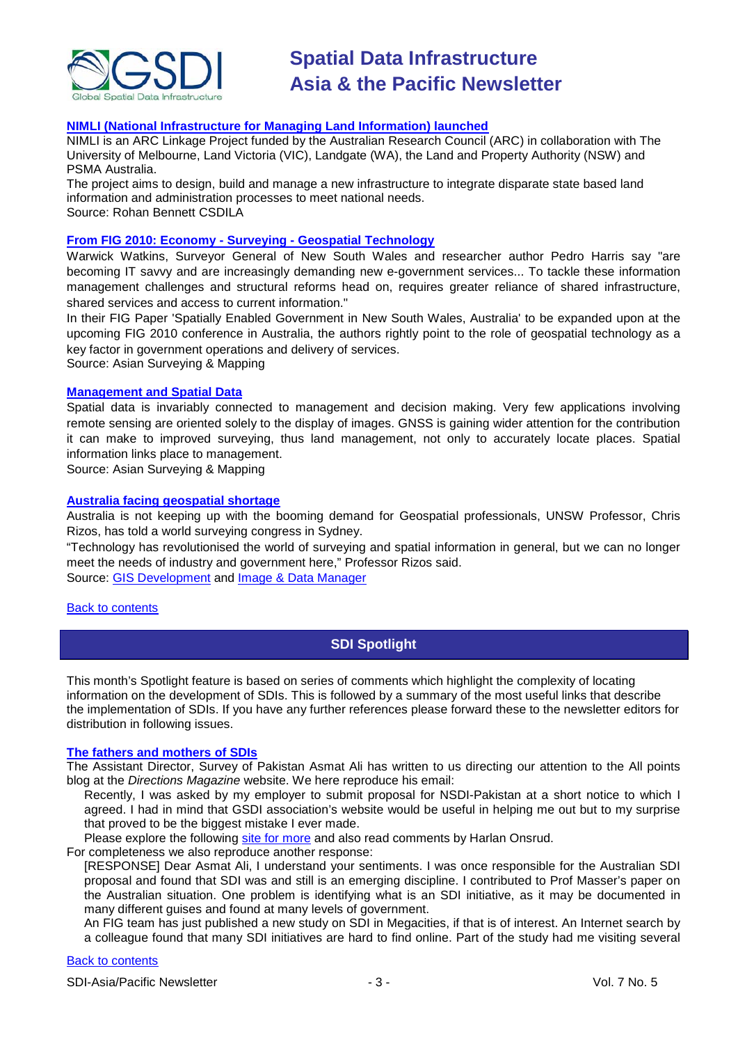### [NIMLI (National Infrastructure for Managing Land Information) launched]

NIMLI is an ARC Linkage Project funded by the Australian Research Council (ARC) in collaboration with The University of Melbourne, Land Victoria (VIC), Landgate (WA), the Land and Property Authority (NSW) and PSMA Australia.

The project aims to design, build and manage a new infrastructure to integrate disparate state based land information and administration processes to meet national needs.

Source: Rohan Bennett CSDILA

### [From FIG 2010: Economy - Surveying - Geospatial Technology]

Warwick Watkins, Surveyor General of New South Wales and researcher author Pedro Harris say "are becoming IT savvy and are increasingly demanding new e-government services... To tackle these information management challenges and structural reforms head on, requires greater reliance of shared infrastructure, shared services and access to current information."

In their FIG Paper 'Spatially Enabled Government in New South Wales, Australia' to be expanded upon at the upcoming FIG 2010 conference in Australia, the authors rightly point to the role of geospatial technology as a key factor in government operations and delivery of services.

Source: Asian Surveying & Mapping

### [Management and Spatial Data]

Spatial data is invariably connected to management and decision making. Very few applications involving remote sensing are oriented solely to the display of images. GNSS is gaining wider attention for the contribution it can make to improved surveying, thus land management, not only to accurately locate places. Spatial information links place to management.

Source: Asian Surveying & Mapping

### [Australia facing geospatial shortage]

Australia is not keeping up with the booming demand for Geospatial professionals, UNSW Professor, Chris Rizos, has told a world surveying congress in Sydney.

"Technology has revolutionised the world of surveying and spatial information in general, but we can no longer meet the needs of industry and government here," Professor Rizos said.

Source: [GIS Development] and [Image & Data Manager]

[Back to contents]

## SDI Spotlight

This month's Spotlight feature is based on series of comments which highlight the complexity of locating information on the development of SDIs. This is followed by a summary of the most useful links that describe the implementation of SDIs. If you have any further references please forward these to the newsletter editors for distribution in following issues.

### [The fathers and mothers of SDIs]

The Assistant Director, Survey of Pakistan Asmat Ali has written to us directing our attention to the All points blog at the *Directions Magazine* website. We here reproduce his email:

> Recently, I was asked by my employer to submit proposal for NSDI-Pakistan at a short notice to which I agreed. I had in mind that GSDI association's website would be useful in helping me out but to my surprise that proved to be the biggest mistake I ever made.
>
> Please explore the following [site for more] and also read comments by Harlan Onsrud.

For completeness we also reproduce another response:

> [RESPONSE] Dear Asmat Ali, I understand your sentiments. I was once responsible for the Australian SDI proposal and found that SDI was and still is an emerging discipline. I contributed to Prof Masser's paper on the Australian situation. One problem is identifying what is an SDI initiative, as it may be documented in many different guises and found at many levels of government.
>
> An FIG team has just published a new study on SDI in Megacities, if that is of interest. An Internet search by a colleague found that many SDI initiatives are hard to find online. Part of the study had me visiting several

[Back to contents]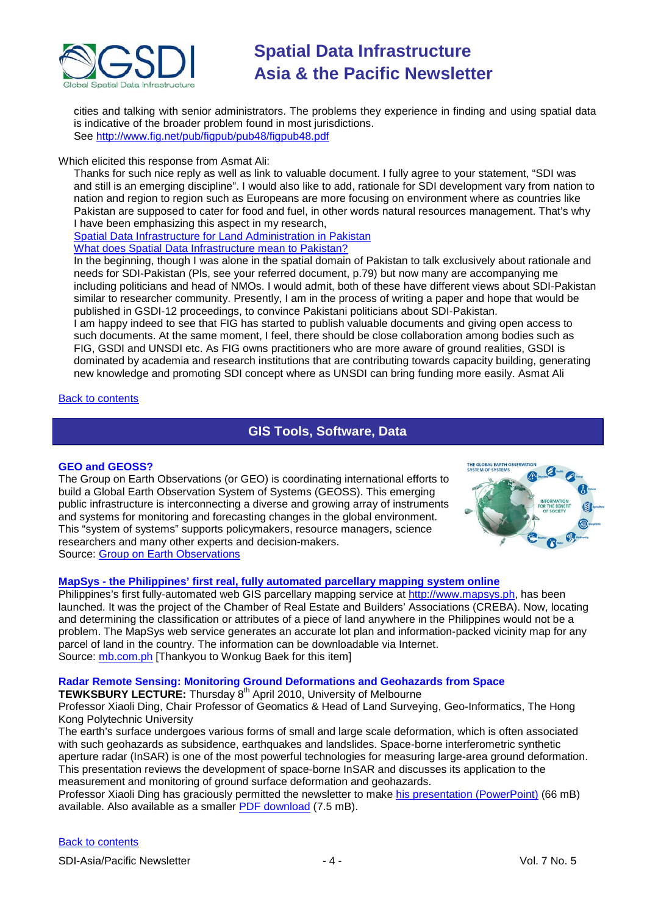cities and talking with senior administrators. The problems they experience in finding and using spatial data is indicative of the broader problem found in most jurisdictions.
See http://www.fig.net/pub/figpub/pub48/figpub48.pdf

Which elicited this response from Asmat Ali:

Thanks for such nice reply as well as link to valuable document. I fully agree to your statement, "SDI was and still is an emerging discipline". I would also like to add, rationale for SDI development vary from nation to nation and region to region such as Europeans are more focusing on environment where as countries like Pakistan are supposed to cater for food and fuel, in other words natural resources management. That's why I have been emphasizing this aspect in my research,

[Spatial Data Infrastructure for Land Administration in Pakistan]

[What does Spatial Data Infrastructure mean to Pakistan?]

In the beginning, though I was alone in the spatial domain of Pakistan to talk exclusively about rationale and needs for SDI-Pakistan (Pls, see your referred document, p.79) but now many are accompanying me including politicians and head of NMOs. I would admit, both of these have different views about SDI-Pakistan similar to researcher community. Presently, I am in the process of writing a paper and hope that would be published in GSDI-12 proceedings, to convince Pakistani politicians about SDI-Pakistan.

I am happy indeed to see that FIG has started to publish valuable documents and giving open access to such documents. At the same moment, I feel, there should be close collaboration among bodies such as FIG, GSDI and UNSDI etc. As FIG owns practitioners who are more aware of ground realities, GSDI is dominated by academia and research institutions that are contributing towards capacity building, generating new knowledge and promoting SDI concept where as UNSDI can bring funding more easily. Asmat Ali

Back to contents

## GIS Tools, Software, Data

### GEO and GEOSS?

The Group on Earth Observations (or GEO) is coordinating international efforts to build a Global Earth Observation System of Systems (GEOSS). This emerging public infrastructure is interconnecting a diverse and growing array of instruments and systems for monitoring and forecasting changes in the global environment. This "system of systems" supports policymakers, resource managers, science researchers and many other experts and decision-makers.
Source: Group on Earth Observations

### MapSys - the Philippines' first real, fully automated parcellary mapping system online

Philippines's first fully-automated web GIS parcellary mapping service at http://www.mapsys.ph, has been launched. It was the project of the Chamber of Real Estate and Builders' Associations (CREBA). Now, locating and determining the classification or attributes of a piece of land anywhere in the Philippines would not be a problem. The MapSys web service generates an accurate lot plan and information-packed vicinity map for any parcel of land in the country. The information can be downloadable via Internet.
Source: mb.com.ph [Thankyou to Wonkug Baek for this item]

### Radar Remote Sensing: Monitoring Ground Deformations and Geohazards from Space

**TEWKSBURY LECTURE:** Thursday 8th April 2010, University of Melbourne

Professor Xiaoli Ding, Chair Professor of Geomatics & Head of Land Surveying, Geo-Informatics, The Hong Kong Polytechnic University

The earth's surface undergoes various forms of small and large scale deformation, which is often associated with such geohazards as subsidence, earthquakes and landslides. Space-borne interferometric synthetic aperture radar (InSAR) is one of the most powerful technologies for measuring large-area ground deformation. This presentation reviews the development of space-borne InSAR and discusses its application to the measurement and monitoring of ground surface deformation and geohazards.

Professor Xiaoli Ding has graciously permitted the newsletter to make his presentation (PowerPoint) (66 mB) available. Also available as a smaller PDF download (7.5 mB).

Back to contents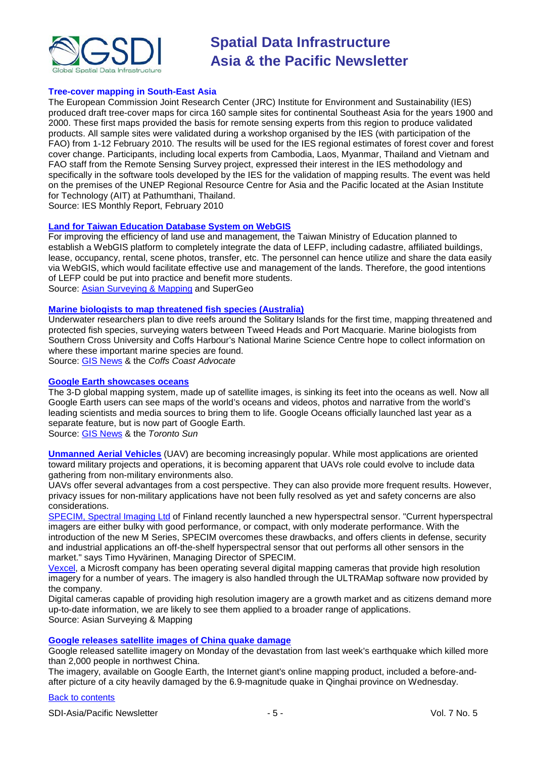### Tree-cover mapping in South-East Asia

The European Commission Joint Research Center (JRC) Institute for Environment and Sustainability (IES) produced draft tree-cover maps for circa 160 sample sites for continental Southeast Asia for the years 1900 and 2000. These first maps provided the basis for remote sensing experts from this region to produce validated products. All sample sites were validated during a workshop organised by the IES (with participation of the FAO) from 1-12 February 2010. The results will be used for the IES regional estimates of forest cover and forest cover change. Participants, including local experts from Cambodia, Laos, Myanmar, Thailand and Vietnam and FAO staff from the Remote Sensing Survey project, expressed their interest in the IES methodology and specifically in the software tools developed by the IES for the validation of mapping results. The event was held on the premises of the UNEP Regional Resource Centre for Asia and the Pacific located at the Asian Institute for Technology (AIT) at Pathumthani, Thailand.
Source: IES Monthly Report, February 2010

### Land for Taiwan Education Database System on WebGIS

For improving the efficiency of land use and management, the Taiwan Ministry of Education planned to establish a WebGIS platform to completely integrate the data of LEFP, including cadastre, affiliated buildings, lease, occupancy, rental, scene photos, transfer, etc. The personnel can hence utilize and share the data easily via WebGIS, which would facilitate effective use and management of the lands. Therefore, the good intentions of LEFP could be put into practice and benefit more students.
Source: Asian Surveying & Mapping and SuperGeo

### Marine biologists to map threatened fish species (Australia)

Underwater researchers plan to dive reefs around the Solitary Islands for the first time, mapping threatened and protected fish species, surveying waters between Tweed Heads and Port Macquarie. Marine biologists from Southern Cross University and Coffs Harbour's National Marine Science Centre hope to collect information on where these important marine species are found.
Source: GIS News & the *Coffs Coast Advocate*

### Google Earth showcases oceans

The 3-D global mapping system, made up of satellite images, is sinking its feet into the oceans as well. Now all Google Earth users can see maps of the world's oceans and videos, photos and narrative from the world's leading scientists and media sources to bring them to life. Google Oceans officially launched last year as a separate feature, but is now part of Google Earth.
Source: GIS News & the *Toronto Sun*

**Unmanned Aerial Vehicles** (UAV) are becoming increasingly popular. While most applications are oriented toward military projects and operations, it is becoming apparent that UAVs role could evolve to include data gathering from non-military environments also.

UAVs offer several advantages from a cost perspective. They can also provide more frequent results. However, privacy issues for non-military applications have not been fully resolved as yet and safety concerns are also considerations.

SPECIM, Spectral Imaging Ltd of Finland recently launched a new hyperspectral sensor. "Current hyperspectral imagers are either bulky with good performance, or compact, with only moderate performance. With the introduction of the new M Series, SPECIM overcomes these drawbacks, and offers clients in defense, security and industrial applications an off-the-shelf hyperspectral sensor that out performs all other sensors in the market." says Timo Hyvärinen, Managing Director of SPECIM.

Vexcel, a Microsft company has been operating several digital mapping cameras that provide high resolution imagery for a number of years. The imagery is also handled through the ULTRAMap software now provided by the company.

Digital cameras capable of providing high resolution imagery are a growth market and as citizens demand more up-to-date information, we are likely to see them applied to a broader range of applications.
Source: Asian Surveying & Mapping

### Google releases satellite images of China quake damage

Google released satellite imagery on Monday of the devastation from last week's earthquake which killed more than 2,000 people in northwest China.

The imagery, available on Google Earth, the Internet giant's online mapping product, included a before-and-after picture of a city heavily damaged by the 6.9-magnitude quake in Qinghai province on Wednesday.

Back to contents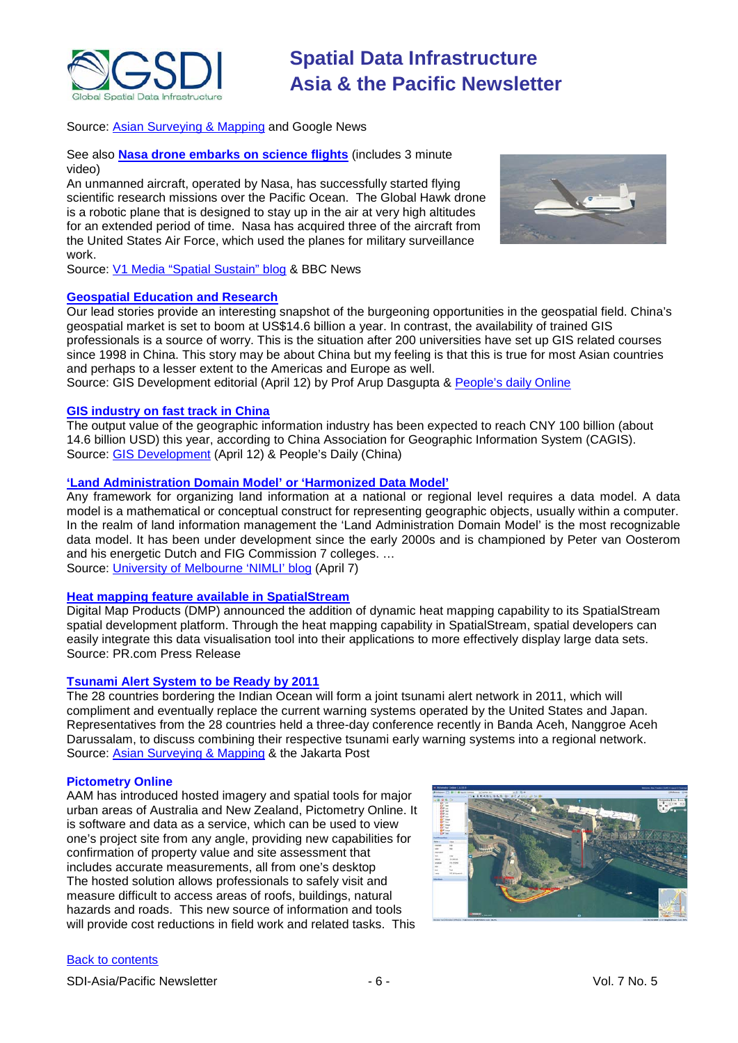Source: [Asian Surveying & Mapping]() and Google News

See also **[Nasa drone embarks on science flights]()** (includes 3 minute video)

An unmanned aircraft, operated by Nasa, has successfully started flying scientific research missions over the Pacific Ocean. The Global Hawk drone is a robotic plane that is designed to stay up in the air at very high altitudes for an extended period of time. Nasa has acquired three of the aircraft from the United States Air Force, which used the planes for military surveillance work.

Source: [V1 Media "Spatial Sustain" blog]() & BBC News

### [Geospatial Education and Research]()

Our lead stories provide an interesting snapshot of the burgeoning opportunities in the geospatial field. China's geospatial market is set to boom at US$14.6 billion a year. In contrast, the availability of trained GIS professionals is a source of worry. This is the situation after 200 universities have set up GIS related courses since 1998 in China. This story may be about China but my feeling is that this is true for most Asian countries and perhaps to a lesser extent to the Americas and Europe as well.

Source: GIS Development editorial (April 12) by Prof Arup Dasgupta & [People's daily Online]()

### [GIS industry on fast track in China]()

The output value of the geographic information industry has been expected to reach CNY 100 billion (about 14.6 billion USD) this year, according to China Association for Geographic Information System (CAGIS).

Source: [GIS Development]() (April 12) & People's Daily (China)

### ['Land Administration Domain Model' or 'Harmonized Data Model']()

Any framework for organizing land information at a national or regional level requires a data model. A data model is a mathematical or conceptual construct for representing geographic objects, usually within a computer. In the realm of land information management the 'Land Administration Domain Model' is the most recognizable data model. It has been under development since the early 2000s and is championed by Peter van Oosterom and his energetic Dutch and FIG Commission 7 colleges. …

Source: [University of Melbourne 'NIMLI' blog]() (April 7)

### [Heat mapping feature available in SpatialStream]()

Digital Map Products (DMP) announced the addition of dynamic heat mapping capability to its SpatialStream spatial development platform. Through the heat mapping capability in SpatialStream, spatial developers can easily integrate this data visualisation tool into their applications to more effectively display large data sets.

Source: PR.com Press Release

### [Tsunami Alert System to be Ready by 2011]()

The 28 countries bordering the Indian Ocean will form a joint tsunami alert network in 2011, which will compliment and eventually replace the current warning systems operated by the United States and Japan. Representatives from the 28 countries held a three-day conference recently in Banda Aceh, Nanggroe Aceh Darussalam, to discuss combining their respective tsunami early warning systems into a regional network.

Source: [Asian Surveying & Mapping]() & the Jakarta Post

### Pictometry Online

AAM has introduced hosted imagery and spatial tools for major urban areas of Australia and New Zealand, Pictometry Online. It is software and data as a service, which can be used to view one's project site from any angle, providing new capabilities for confirmation of property value and site assessment that includes accurate measurements, all from one's desktop

The hosted solution allows professionals to safely visit and measure difficult to access areas of roofs, buildings, natural hazards and roads. This new source of information and tools will provide cost reductions in field work and related tasks. This

[Back to contents]()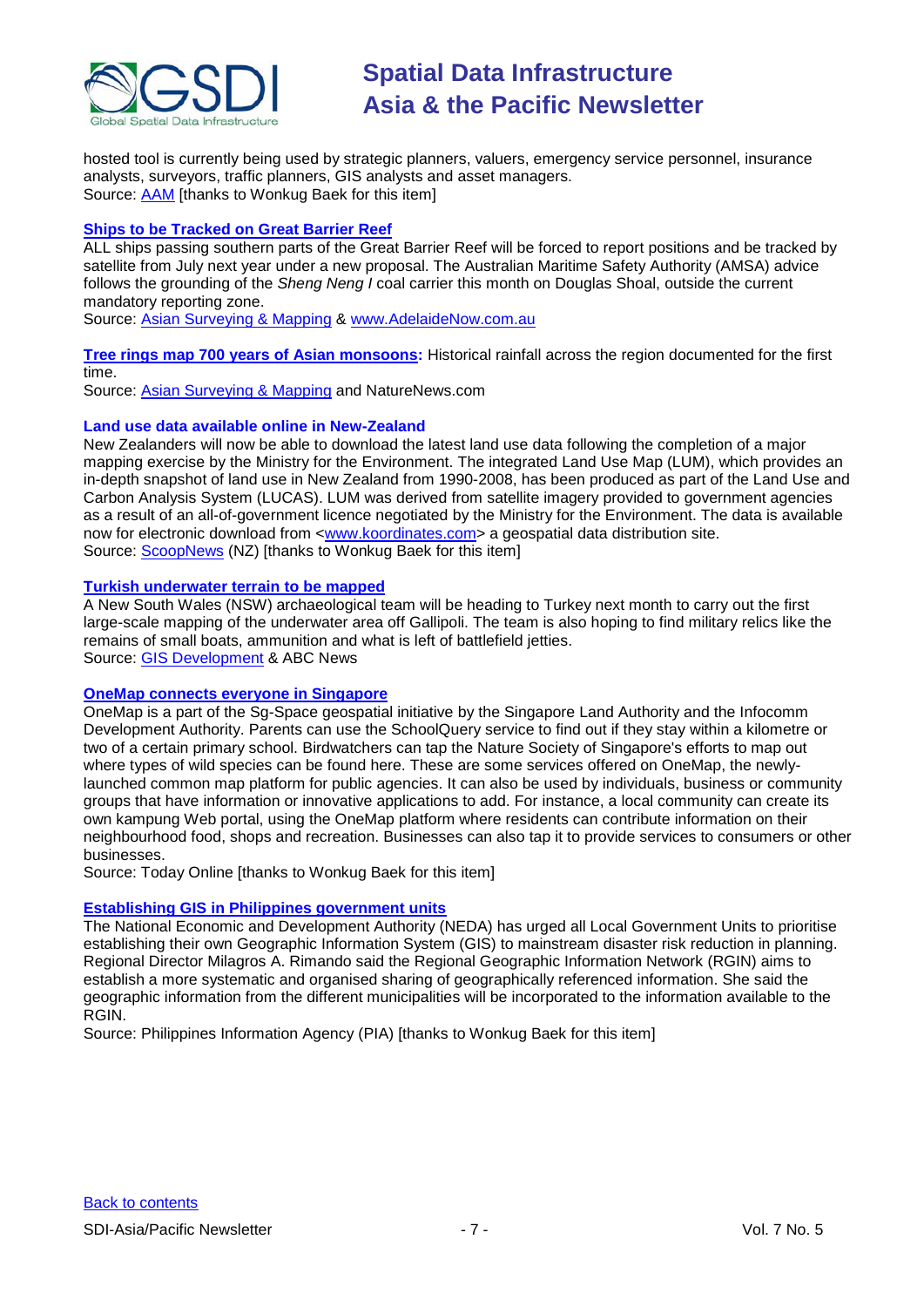hosted tool is currently being used by strategic planners, valuers, emergency service personnel, insurance analysts, surveyors, traffic planners, GIS analysts and asset managers.
Source: AAM [thanks to Wonkug Baek for this item]

### Ships to be Tracked on Great Barrier Reef

ALL ships passing southern parts of the Great Barrier Reef will be forced to report positions and be tracked by satellite from July next year under a new proposal. The Australian Maritime Safety Authority (AMSA) advice follows the grounding of the *Sheng Neng I* coal carrier this month on Douglas Shoal, outside the current mandatory reporting zone.
Source: Asian Surveying & Mapping & www.AdelaideNow.com.au

**Tree rings map 700 years of Asian monsoons:** Historical rainfall across the region documented for the first time.
Source: Asian Surveying & Mapping and NatureNews.com

### Land use data available online in New-Zealand

New Zealanders will now be able to download the latest land use data following the completion of a major mapping exercise by the Ministry for the Environment. The integrated Land Use Map (LUM), which provides an in-depth snapshot of land use in New Zealand from 1990-2008, has been produced as part of the Land Use and Carbon Analysis System (LUCAS). LUM was derived from satellite imagery provided to government agencies as a result of an all-of-government licence negotiated by the Ministry for the Environment. The data is available now for electronic download from <www.koordinates.com> a geospatial data distribution site.
Source: ScoopNews (NZ) [thanks to Wonkug Baek for this item]

### Turkish underwater terrain to be mapped

A New South Wales (NSW) archaeological team will be heading to Turkey next month to carry out the first large-scale mapping of the underwater area off Gallipoli. The team is also hoping to find military relics like the remains of small boats, ammunition and what is left of battlefield jetties.
Source: GIS Development & ABC News

### OneMap connects everyone in Singapore

OneMap is a part of the Sg-Space geospatial initiative by the Singapore Land Authority and the Infocomm Development Authority. Parents can use the SchoolQuery service to find out if they stay within a kilometre or two of a certain primary school. Birdwatchers can tap the Nature Society of Singapore's efforts to map out where types of wild species can be found here. These are some services offered on OneMap, the newly-launched common map platform for public agencies. It can also be used by individuals, business or community groups that have information or innovative applications to add. For instance, a local community can create its own kampung Web portal, using the OneMap platform where residents can contribute information on their neighbourhood food, shops and recreation. Businesses can also tap it to provide services to consumers or other businesses.
Source: Today Online [thanks to Wonkug Baek for this item]

### Establishing GIS in Philippines government units

The National Economic and Development Authority (NEDA) has urged all Local Government Units to prioritise establishing their own Geographic Information System (GIS) to mainstream disaster risk reduction in planning. Regional Director Milagros A. Rimando said the Regional Geographic Information Network (RGIN) aims to establish a more systematic and organised sharing of geographically referenced information. She said the geographic information from the different municipalities will be incorporated to the information available to the RGIN.
Source: Philippines Information Agency (PIA) [thanks to Wonkug Baek for this item]

Back to contents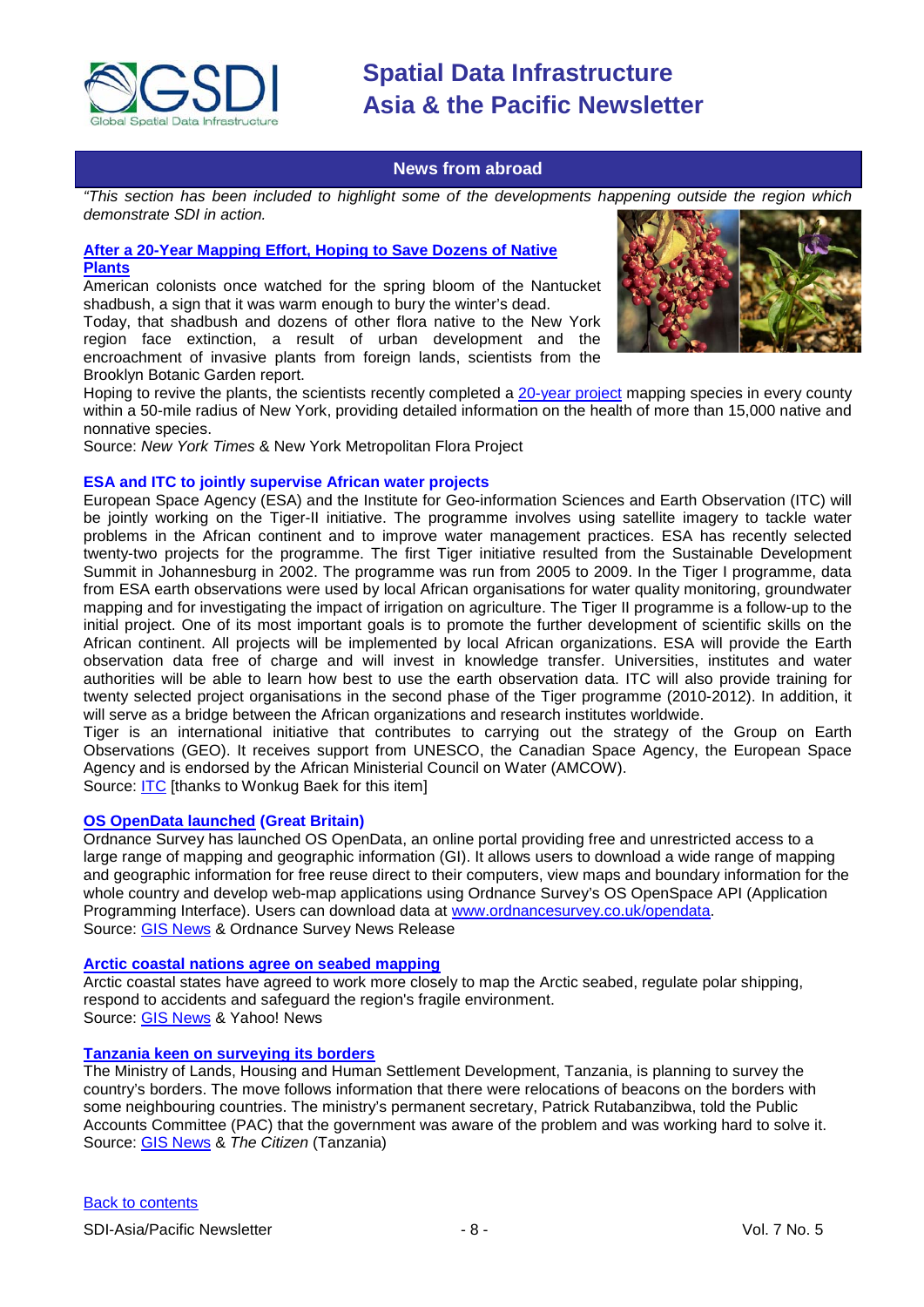## News from abroad

*"This section has been included to highlight some of the developments happening outside the region which demonstrate SDI in action.*

### After a 20-Year Mapping Effort, Hoping to Save Dozens of Native Plants

American colonists once watched for the spring bloom of the Nantucket shadbush, a sign that it was warm enough to bury the winter's dead.

Today, that shadbush and dozens of other flora native to the New York region face extinction, a result of urban development and the encroachment of invasive plants from foreign lands, scientists from the Brooklyn Botanic Garden report.

Hoping to revive the plants, the scientists recently completed a 20-year project mapping species in every county within a 50-mile radius of New York, providing detailed information on the health of more than 15,000 native and nonnative species.

Source: *New York Times* & New York Metropolitan Flora Project

### ESA and ITC to jointly supervise African water projects

European Space Agency (ESA) and the Institute for Geo-information Sciences and Earth Observation (ITC) will be jointly working on the Tiger-II initiative. The programme involves using satellite imagery to tackle water problems in the African continent and to improve water management practices. ESA has recently selected twenty-two projects for the programme. The first Tiger initiative resulted from the Sustainable Development Summit in Johannesburg in 2002. The programme was run from 2005 to 2009. In the Tiger I programme, data from ESA earth observations were used by local African organisations for water quality monitoring, groundwater mapping and for investigating the impact of irrigation on agriculture. The Tiger II programme is a follow-up to the initial project. One of its most important goals is to promote the further development of scientific skills on the African continent. All projects will be implemented by local African organizations. ESA will provide the Earth observation data free of charge and will invest in knowledge transfer. Universities, institutes and water authorities will be able to learn how best to use the earth observation data. ITC will also provide training for twenty selected project organisations in the second phase of the Tiger programme (2010-2012). In addition, it will serve as a bridge between the African organizations and research institutes worldwide.

Tiger is an international initiative that contributes to carrying out the strategy of the Group on Earth Observations (GEO). It receives support from UNESCO, the Canadian Space Agency, the European Space Agency and is endorsed by the African Ministerial Council on Water (AMCOW).

Source: ITC [thanks to Wonkug Baek for this item]

### OS OpenData launched (Great Britain)

Ordnance Survey has launched OS OpenData, an online portal providing free and unrestricted access to a large range of mapping and geographic information (GI). It allows users to download a wide range of mapping and geographic information for free reuse direct to their computers, view maps and boundary information for the whole country and develop web-map applications using Ordnance Survey's OS OpenSpace API (Application Programming Interface). Users can download data at www.ordnancesurvey.co.uk/opendata.

Source: GIS News & Ordnance Survey News Release

### Arctic coastal nations agree on seabed mapping

Arctic coastal states have agreed to work more closely to map the Arctic seabed, regulate polar shipping, respond to accidents and safeguard the region's fragile environment.

Source: GIS News & Yahoo! News

### Tanzania keen on surveying its borders

The Ministry of Lands, Housing and Human Settlement Development, Tanzania, is planning to survey the country's borders. The move follows information that there were relocations of beacons on the borders with some neighbouring countries. The ministry's permanent secretary, Patrick Rutabanzibwa, told the Public Accounts Committee (PAC) that the government was aware of the problem and was working hard to solve it.

Source: GIS News & *The Citizen* (Tanzania)

Back to contents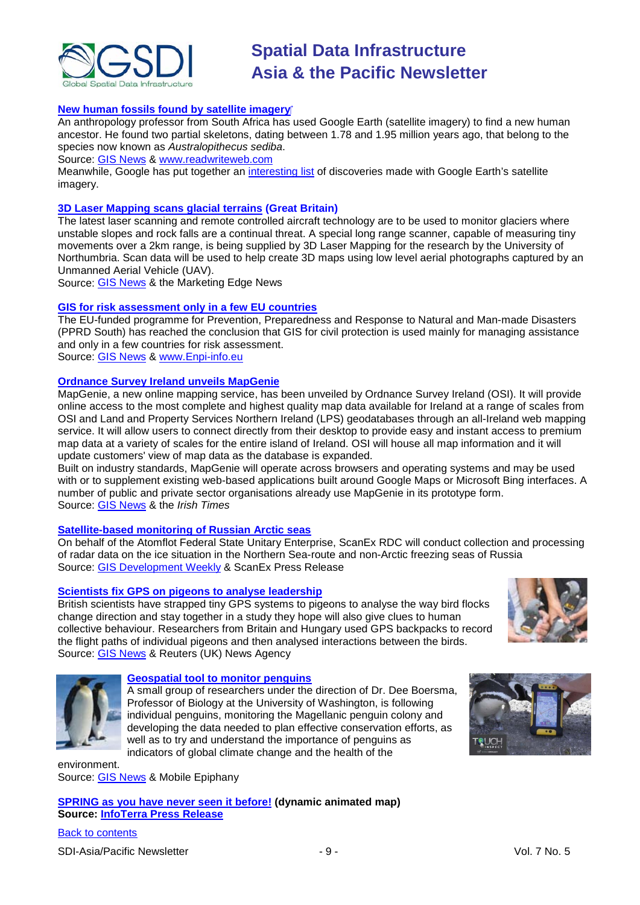**New human fossils found by satellite imagery**

An anthropology professor from South Africa has used Google Earth (satellite imagery) to find a new human ancestor. He found two partial skeletons, dating between 1.78 and 1.95 million years ago, that belong to the species now known as *Australopithecus sediba*.

Source: GIS News & www.readwriteweb.com

Meanwhile, Google has put together an interesting list of discoveries made with Google Earth's satellite imagery.

**3D Laser Mapping scans glacial terrains (Great Britain)**

The latest laser scanning and remote controlled aircraft technology are to be used to monitor glaciers where unstable slopes and rock falls are a continual threat. A special long range scanner, capable of measuring tiny movements over a 2km range, is being supplied by 3D Laser Mapping for the research by the University of Northumbria. Scan data will be used to help create 3D maps using low level aerial photographs captured by an Unmanned Aerial Vehicle (UAV).

Source: GIS News & the Marketing Edge News

**GIS for risk assessment only in a few EU countries**

The EU-funded programme for Prevention, Preparedness and Response to Natural and Man-made Disasters (PPRD South) has reached the conclusion that GIS for civil protection is used mainly for managing assistance and only in a few countries for risk assessment.

Source: GIS News & www.Enpi-info.eu

**Ordnance Survey Ireland unveils MapGenie**

MapGenie, a new online mapping service, has been unveiled by Ordnance Survey Ireland (OSI). It will provide online access to the most complete and highest quality map data available for Ireland at a range of scales from OSI and Land and Property Services Northern Ireland (LPS) geodatabases through an all-Ireland web mapping service. It will allow users to connect directly from their desktop to provide easy and instant access to premium map data at a variety of scales for the entire island of Ireland. OSI will house all map information and it will update customers' view of map data as the database is expanded.

Built on industry standards, MapGenie will operate across browsers and operating systems and may be used with or to supplement existing web-based applications built around Google Maps or Microsoft Bing interfaces. A number of public and private sector organisations already use MapGenie in its prototype form.

Source: GIS News & the *Irish Times*

**Satellite-based monitoring of Russian Arctic seas**

On behalf of the Atomflot Federal State Unitary Enterprise, ScanEx RDC will conduct collection and processing of radar data on the ice situation in the Northern Sea-route and non-Arctic freezing seas of Russia

Source: GIS Development Weekly & ScanEx Press Release

**Scientists fix GPS on pigeons to analyse leadership**

British scientists have strapped tiny GPS systems to pigeons to analyse the way bird flocks change direction and stay together in a study they hope will also give clues to human collective behaviour. Researchers from Britain and Hungary used GPS backpacks to record the flight paths of individual pigeons and then analysed interactions between the birds.

Source: GIS News & Reuters (UK) News Agency

**Geospatial tool to monitor penguins**

A small group of researchers under the direction of Dr. Dee Boersma, Professor of Biology at the University of Washington, is following individual penguins, monitoring the Magellanic penguin colony and developing the data needed to plan effective conservation efforts, as well as to try and understand the importance of penguins as indicators of global climate change and the health of the environment.

Source: GIS News & Mobile Epiphany

**SPRING as you have never seen it before! (dynamic animated map)**
**Source: InfoTerra Press Release**

Back to contents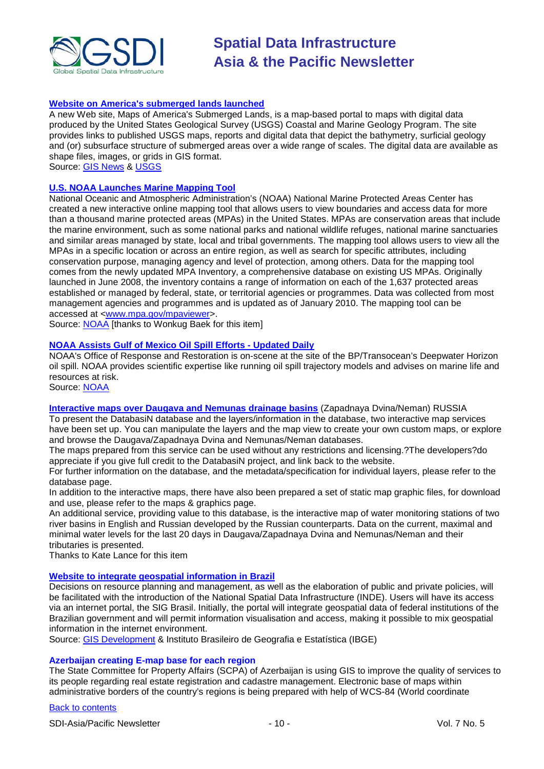### Website on America's submerged lands launched

A new Web site, Maps of America's Submerged Lands, is a map-based portal to maps with digital data produced by the United States Geological Survey (USGS) Coastal and Marine Geology Program. The site provides links to published USGS maps, reports and digital data that depict the bathymetry, surficial geology and (or) subsurface structure of submerged areas over a wide range of scales. The digital data are available as shape files, images, or grids in GIS format.
Source: GIS News & USGS

### U.S. NOAA Launches Marine Mapping Tool

National Oceanic and Atmospheric Administration's (NOAA) National Marine Protected Areas Center has created a new interactive online mapping tool that allows users to view boundaries and access data for more than a thousand marine protected areas (MPAs) in the United States. MPAs are conservation areas that include the marine environment, such as some national parks and national wildlife refuges, national marine sanctuaries and similar areas managed by state, local and tribal governments. The mapping tool allows users to view all the MPAs in a specific location or across an entire region, as well as search for specific attributes, including conservation purpose, managing agency and level of protection, among others. Data for the mapping tool comes from the newly updated MPA Inventory, a comprehensive database on existing US MPAs. Originally launched in June 2008, the inventory contains a range of information on each of the 1,637 protected areas established or managed by federal, state, or territorial agencies or programmes. Data was collected from most management agencies and programmes and is updated as of January 2010. The mapping tool can be accessed at <www.mpa.gov/mpaviewer>.
Source: NOAA [thanks to Wonkug Baek for this item]

### NOAA Assists Gulf of Mexico Oil Spill Efforts - Updated Daily

NOAA's Office of Response and Restoration is on-scene at the site of the BP/Transocean's Deepwater Horizon oil spill. NOAA provides scientific expertise like running oil spill trajectory models and advises on marine life and resources at risk.
Source: NOAA

### Interactive maps over Daugava and Nemunas drainage basins (Zapadnaya Dvina/Neman) RUSSIA

To present the DatabasiN database and the layers/information in the database, two interactive map services have been set up. You can manipulate the layers and the map view to create your own custom maps, or explore and browse the Daugava/Zapadnaya Dvina and Nemunas/Neman databases.

The maps prepared from this service can be used without any restrictions and licensing.?The developers?do appreciate if you give full credit to the DatabasiN project, and link back to the website.

For further information on the database, and the metadata/specification for individual layers, please refer to the database page.

In addition to the interactive maps, there have also been prepared a set of static map graphic files, for download and use, please refer to the maps & graphics page.

An additional service, providing value to this database, is the interactive map of water monitoring stations of two river basins in English and Russian developed by the Russian counterparts. Data on the current, maximal and minimal water levels for the last 20 days in Daugava/Zapadnaya Dvina and Nemunas/Neman and their tributaries is presented.

Thanks to Kate Lance for this item

### Website to integrate geospatial information in Brazil

Decisions on resource planning and management, as well as the elaboration of public and private policies, will be facilitated with the introduction of the National Spatial Data Infrastructure (INDE). Users will have its access via an internet portal, the SIG Brasil. Initially, the portal will integrate geospatial data of federal institutions of the Brazilian government and will permit information visualisation and access, making it possible to mix geospatial information in the internet environment.
Source: GIS Development & Instituto Brasileiro de Geografia e Estatística (IBGE)

### Azerbaijan creating E-map base for each region

The State Committee for Property Affairs (SCPA) of Azerbaijan is using GIS to improve the quality of services to its people regarding real estate registration and cadastre management. Electronic base of maps within administrative borders of the country's regions is being prepared with help of WCS-84 (World coordinate

Back to contents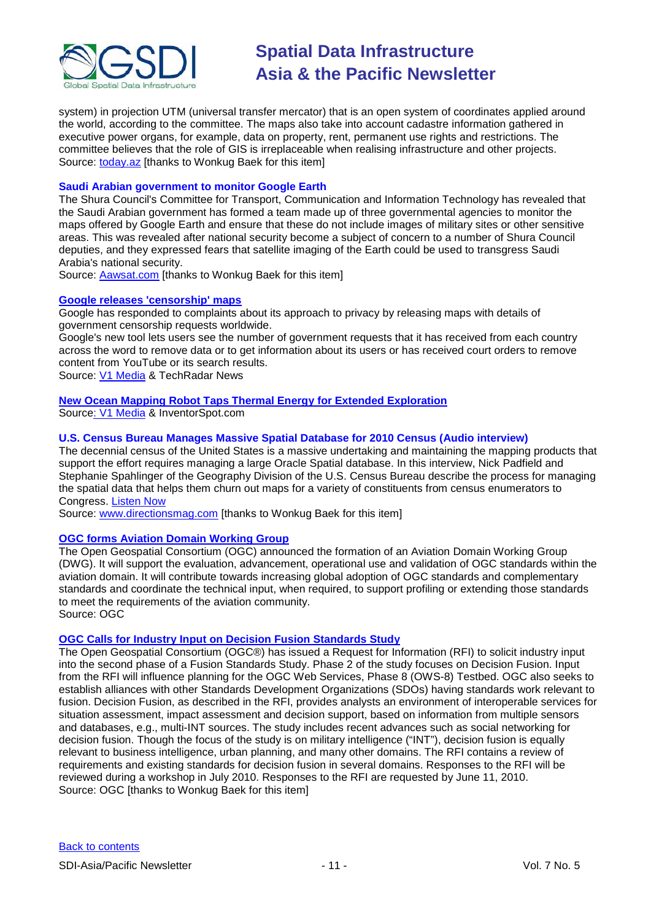system) in projection UTM (universal transfer mercator) that is an open system of coordinates applied around the world, according to the committee. The maps also take into account cadastre information gathered in executive power organs, for example, data on property, rent, permanent use rights and restrictions. The committee believes that the role of GIS is irreplaceable when realising infrastructure and other projects.
Source: today.az [thanks to Wonkug Baek for this item]

### Saudi Arabian government to monitor Google Earth

The Shura Council's Committee for Transport, Communication and Information Technology has revealed that the Saudi Arabian government has formed a team made up of three governmental agencies to monitor the maps offered by Google Earth and ensure that these do not include images of military sites or other sensitive areas. This was revealed after national security become a subject of concern to a number of Shura Council deputies, and they expressed fears that satellite imaging of the Earth could be used to transgress Saudi Arabia's national security.
Source: Aawsat.com [thanks to Wonkug Baek for this item]

### Google releases 'censorship' maps

Google has responded to complaints about its approach to privacy by releasing maps with details of government censorship requests worldwide.
Google's new tool lets users see the number of government requests that it has received from each country across the word to remove data or to get information about its users or has received court orders to remove content from YouTube or its search results.
Source: V1 Media & TechRadar News

### New Ocean Mapping Robot Taps Thermal Energy for Extended Exploration

Source: V1 Media & InventorSpot.com

### U.S. Census Bureau Manages Massive Spatial Database for 2010 Census (Audio interview)

The decennial census of the United States is a massive undertaking and maintaining the mapping products that support the effort requires managing a large Oracle Spatial database. In this interview, Nick Padfield and Stephanie Spahlinger of the Geography Division of the U.S. Census Bureau describe the process for managing the spatial data that helps them churn out maps for a variety of constituents from census enumerators to Congress. Listen Now
Source: www.directionsmag.com [thanks to Wonkug Baek for this item]

### OGC forms Aviation Domain Working Group

The Open Geospatial Consortium (OGC) announced the formation of an Aviation Domain Working Group (DWG). It will support the evaluation, advancement, operational use and validation of OGC standards within the aviation domain. It will contribute towards increasing global adoption of OGC standards and complementary standards and coordinate the technical input, when required, to support profiling or extending those standards to meet the requirements of the aviation community.
Source: OGC

### OGC Calls for Industry Input on Decision Fusion Standards Study

The Open Geospatial Consortium (OGC®) has issued a Request for Information (RFI) to solicit industry input into the second phase of a Fusion Standards Study. Phase 2 of the study focuses on Decision Fusion. Input from the RFI will influence planning for the OGC Web Services, Phase 8 (OWS-8) Testbed. OGC also seeks to establish alliances with other Standards Development Organizations (SDOs) having standards work relevant to fusion. Decision Fusion, as described in the RFI, provides analysts an environment of interoperable services for situation assessment, impact assessment and decision support, based on information from multiple sensors and databases, e.g., multi-INT sources. The study includes recent advances such as social networking for decision fusion. Though the focus of the study is on military intelligence ("INT"), decision fusion is equally relevant to business intelligence, urban planning, and many other domains. The RFI contains a review of requirements and existing standards for decision fusion in several domains. Responses to the RFI will be reviewed during a workshop in July 2010. Responses to the RFI are requested by June 11, 2010.
Source: OGC [thanks to Wonkug Baek for this item]

Back to contents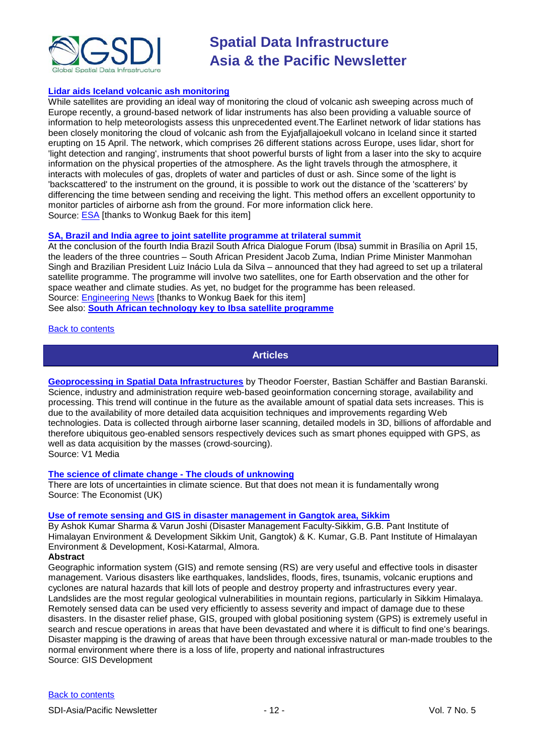**Lidar aids Iceland volcanic ash monitoring**

While satellites are providing an ideal way of monitoring the cloud of volcanic ash sweeping across much of Europe recently, a ground-based network of lidar instruments has also been providing a valuable source of information to help meteorologists assess this unprecedented event.The Earlinet network of lidar stations has been closely monitoring the cloud of volcanic ash from the Eyjafjallajoekull volcano in Iceland since it started erupting on 15 April. The network, which comprises 26 different stations across Europe, uses lidar, short for 'light detection and ranging', instruments that shoot powerful bursts of light from a laser into the sky to acquire information on the physical properties of the atmosphere. As the light travels through the atmosphere, it interacts with molecules of gas, droplets of water and particles of dust or ash. Since some of the light is 'backscattered' to the instrument on the ground, it is possible to work out the distance of the 'scatterers' by differencing the time between sending and receiving the light. This method offers an excellent opportunity to monitor particles of airborne ash from the ground. For more information click here.
Source: ESA [thanks to Wonkug Baek for this item]

**SA, Brazil and India agree to joint satellite programme at trilateral summit**

At the conclusion of the fourth India Brazil South Africa Dialogue Forum (Ibsa) summit in Brasília on April 15, the leaders of the three countries – South African President Jacob Zuma, Indian Prime Minister Manmohan Singh and Brazilian President Luiz Inácio Lula da Silva – announced that they had agreed to set up a trilateral satellite programme. The programme will involve two satellites, one for Earth observation and the other for space weather and climate studies. As yet, no budget for the programme has been released.
Source: Engineering News [thanks to Wonkug Baek for this item]
See also: **South African technology key to Ibsa satellite programme**

Back to contents

## Articles

**Geoprocessing in Spatial Data Infrastructures** by Theodor Foerster, Bastian Schäffer and Bastian Baranski. Science, industry and administration require web-based geoinformation concerning storage, availability and processing. This trend will continue in the future as the available amount of spatial data sets increases. This is due to the availability of more detailed data acquisition techniques and improvements regarding Web technologies. Data is collected through airborne laser scanning, detailed models in 3D, billions of affordable and therefore ubiquitous geo-enabled sensors respectively devices such as smart phones equipped with GPS, as well as data acquisition by the masses (crowd-sourcing).
Source: V1 Media

**The science of climate change - The clouds of unknowing**

There are lots of uncertainties in climate science. But that does not mean it is fundamentally wrong
Source: The Economist (UK)

**Use of remote sensing and GIS in disaster management in Gangtok area, Sikkim**

By Ashok Kumar Sharma & Varun Joshi (Disaster Management Faculty-Sikkim, G.B. Pant Institute of Himalayan Environment & Development Sikkim Unit, Gangtok) & K. Kumar, G.B. Pant Institute of Himalayan Environment & Development, Kosi-Katarmal, Almora.

**Abstract**

Geographic information system (GIS) and remote sensing (RS) are very useful and effective tools in disaster management. Various disasters like earthquakes, landslides, floods, fires, tsunamis, volcanic eruptions and cyclones are natural hazards that kill lots of people and destroy property and infrastructures every year. Landslides are the most regular geological vulnerabilities in mountain regions, particularly in Sikkim Himalaya. Remotely sensed data can be used very efficiently to assess severity and impact of damage due to these disasters. In the disaster relief phase, GIS, grouped with global positioning system (GPS) is extremely useful in search and rescue operations in areas that have been devastated and where it is difficult to find one's bearings. Disaster mapping is the drawing of areas that have been through excessive natural or man-made troubles to the normal environment where there is a loss of life, property and national infrastructures
Source: GIS Development

Back to contents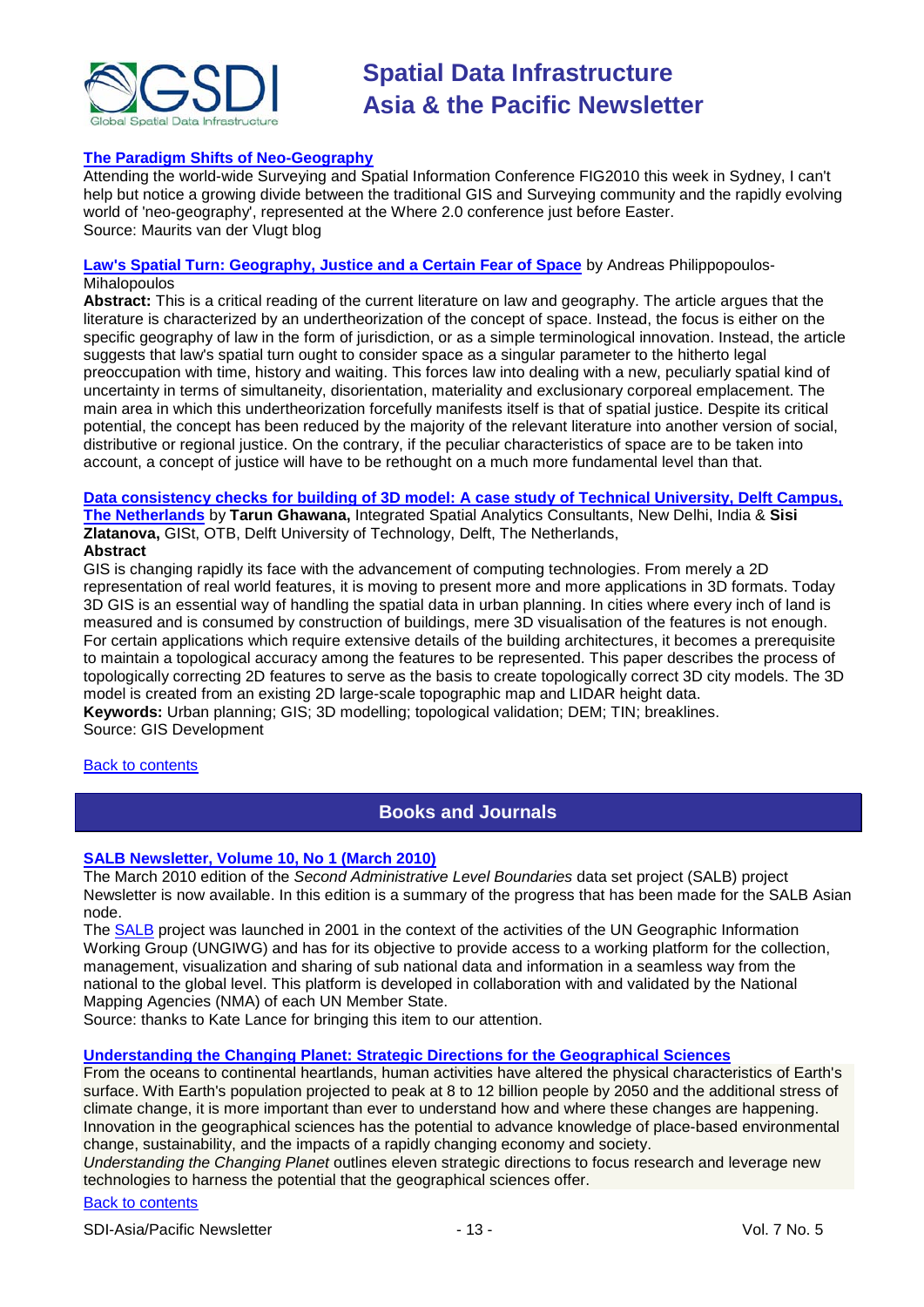**The Paradigm Shifts of Neo-Geography**

Attending the world-wide Surveying and Spatial Information Conference FIG2010 this week in Sydney, I can't help but notice a growing divide between the traditional GIS and Surveying community and the rapidly evolving world of 'neo-geography', represented at the Where 2.0 conference just before Easter.
Source: Maurits van der Vlugt blog

**Law's Spatial Turn: Geography, Justice and a Certain Fear of Space** by Andreas Philippopoulos-Mihalopoulos

**Abstract:** This is a critical reading of the current literature on law and geography. The article argues that the literature is characterized by an undertheorization of the concept of space. Instead, the focus is either on the specific geography of law in the form of jurisdiction, or as a simple terminological innovation. Instead, the article suggests that law's spatial turn ought to consider space as a singular parameter to the hitherto legal preoccupation with time, history and waiting. This forces law into dealing with a new, peculiarly spatial kind of uncertainty in terms of simultaneity, disorientation, materiality and exclusionary corporeal emplacement. The main area in which this undertheorization forcefully manifests itself is that of spatial justice. Despite its critical potential, the concept has been reduced by the majority of the relevant literature into another version of social, distributive or regional justice. On the contrary, if the peculiar characteristics of space are to be taken into account, a concept of justice will have to be rethought on a much more fundamental level than that.

**Data consistency checks for building of 3D model: A case study of Technical University, Delft Campus, The Netherlands** by **Tarun Ghawana,** Integrated Spatial Analytics Consultants, New Delhi, India & **Sisi Zlatanova,** GISt, OTB, Delft University of Technology, Delft, The Netherlands,

**Abstract**

GIS is changing rapidly its face with the advancement of computing technologies. From merely a 2D representation of real world features, it is moving to present more and more applications in 3D formats. Today 3D GIS is an essential way of handling the spatial data in urban planning. In cities where every inch of land is measured and is consumed by construction of buildings, mere 3D visualisation of the features is not enough. For certain applications which require extensive details of the building architectures, it becomes a prerequisite to maintain a topological accuracy among the features to be represented. This paper describes the process of topologically correcting 2D features to serve as the basis to create topologically correct 3D city models. The 3D model is created from an existing 2D large-scale topographic map and LIDAR height data.

**Keywords:** Urban planning; GIS; 3D modelling; topological validation; DEM; TIN; breaklines.
Source: GIS Development

Back to contents

## Books and Journals

**SALB Newsletter, Volume 10, No 1 (March 2010)**

The March 2010 edition of the *Second Administrative Level Boundaries* data set project (SALB) project Newsletter is now available. In this edition is a summary of the progress that has been made for the SALB Asian node.

The SALB project was launched in 2001 in the context of the activities of the UN Geographic Information Working Group (UNGIWG) and has for its objective to provide access to a working platform for the collection, management, visualization and sharing of sub national data and information in a seamless way from the national to the global level. This platform is developed in collaboration with and validated by the National Mapping Agencies (NMA) of each UN Member State.
Source: thanks to Kate Lance for bringing this item to our attention.

**Understanding the Changing Planet: Strategic Directions for the Geographical Sciences**

From the oceans to continental heartlands, human activities have altered the physical characteristics of Earth's surface. With Earth's population projected to peak at 8 to 12 billion people by 2050 and the additional stress of climate change, it is more important than ever to understand how and where these changes are happening. Innovation in the geographical sciences has the potential to advance knowledge of place-based environmental change, sustainability, and the impacts of a rapidly changing economy and society.

*Understanding the Changing Planet* outlines eleven strategic directions to focus research and leverage new technologies to harness the potential that the geographical sciences offer.

Back to contents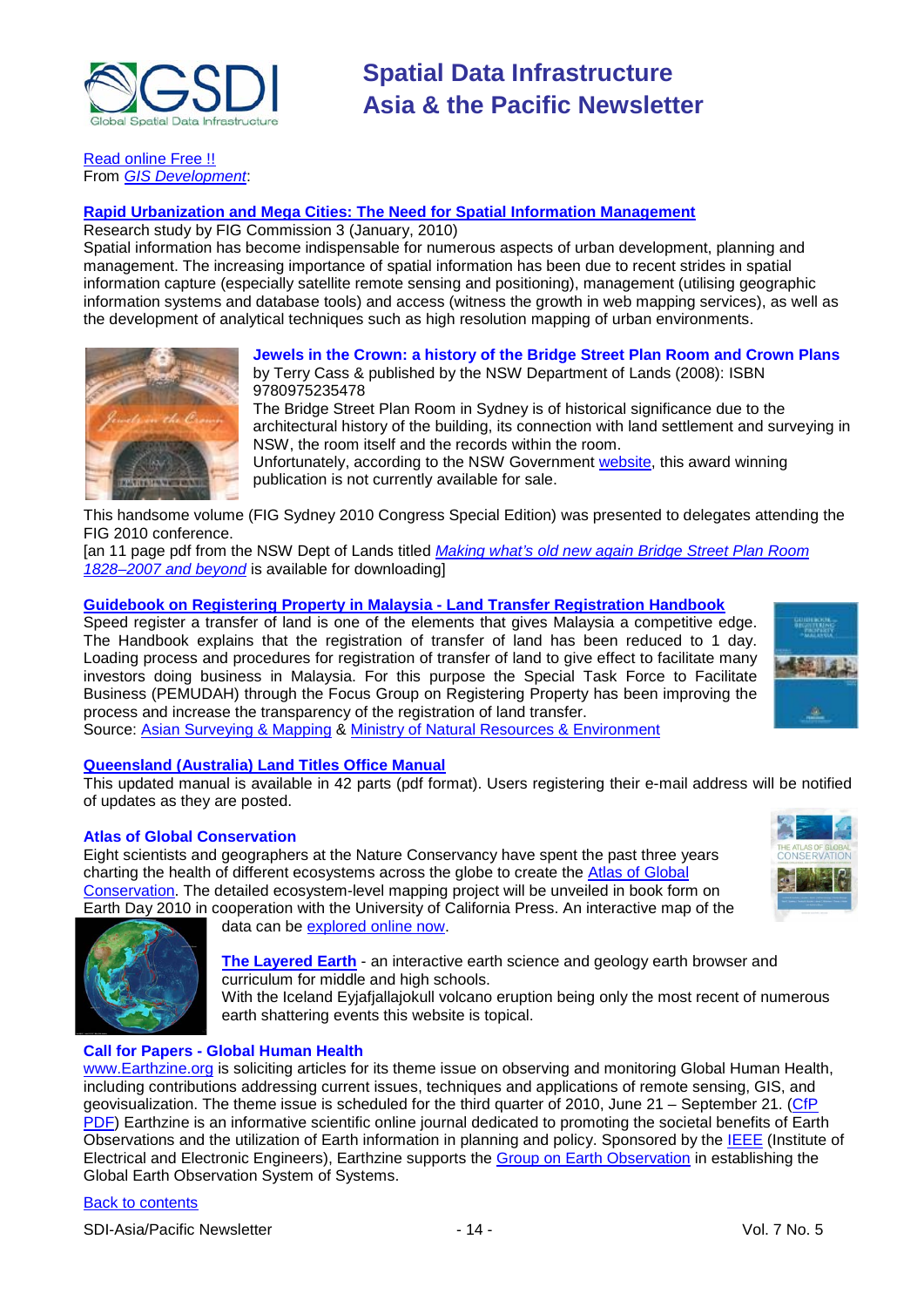Read online Free !!
From *GIS Development*:

**Rapid Urbanization and Mega Cities: The Need for Spatial Information Management**

Research study by FIG Commission 3 (January, 2010)
Spatial information has become indispensable for numerous aspects of urban development, planning and management. The increasing importance of spatial information has been due to recent strides in spatial information capture (especially satellite remote sensing and positioning), management (utilising geographic information systems and database tools) and access (witness the growth in web mapping services), as well as the development of analytical techniques such as high resolution mapping of urban environments.

**Jewels in the Crown: a history of the Bridge Street Plan Room and Crown Plans**

by Terry Cass & published by the NSW Department of Lands (2008): ISBN 9780975235478
The Bridge Street Plan Room in Sydney is of historical significance due to the architectural history of the building, its connection with land settlement and surveying in NSW, the room itself and the records within the room.
Unfortunately, according to the NSW Government website, this award winning publication is not currently available for sale.

This handsome volume (FIG Sydney 2010 Congress Special Edition) was presented to delegates attending the FIG 2010 conference.
[an 11 page pdf from the NSW Dept of Lands titled *Making what's old new again Bridge Street Plan Room 1828–2007 and beyond* is available for downloading]

**Guidebook on Registering Property in Malaysia - Land Transfer Registration Handbook**

Speed register a transfer of land is one of the elements that gives Malaysia a competitive edge. The Handbook explains that the registration of transfer of land has been reduced to 1 day. Loading process and procedures for registration of transfer of land to give effect to facilitate many investors doing business in Malaysia. For this purpose the Special Task Force to Facilitate Business (PEMUDAH) through the Focus Group on Registering Property has been improving the process and increase the transparency of the registration of land transfer.
Source: Asian Surveying & Mapping & Ministry of Natural Resources & Environment

**Queensland (Australia) Land Titles Office Manual**

This updated manual is available in 42 parts (pdf format). Users registering their e-mail address will be notified of updates as they are posted.

**Atlas of Global Conservation**

Eight scientists and geographers at the Nature Conservancy have spent the past three years charting the health of different ecosystems across the globe to create the Atlas of Global Conservation. The detailed ecosystem-level mapping project will be unveiled in book form on Earth Day 2010 in cooperation with the University of California Press. An interactive map of the data can be explored online now.

**The Layered Earth** - an interactive earth science and geology earth browser and curriculum for middle and high schools.
With the Iceland Eyjafjallajokull volcano eruption being only the most recent of numerous earth shattering events this website is topical.

**Call for Papers - Global Human Health**

www.Earthzine.org is soliciting articles for its theme issue on observing and monitoring Global Human Health, including contributions addressing current issues, techniques and applications of remote sensing, GIS, and geovisualization. The theme issue is scheduled for the third quarter of 2010, June 21 – September 21. (CfP PDF) Earthzine is an informative scientific online journal dedicated to promoting the societal benefits of Earth Observations and the utilization of Earth information in planning and policy. Sponsored by the IEEE (Institute of Electrical and Electronic Engineers), Earthzine supports the Group on Earth Observation in establishing the Global Earth Observation System of Systems.

Back to contents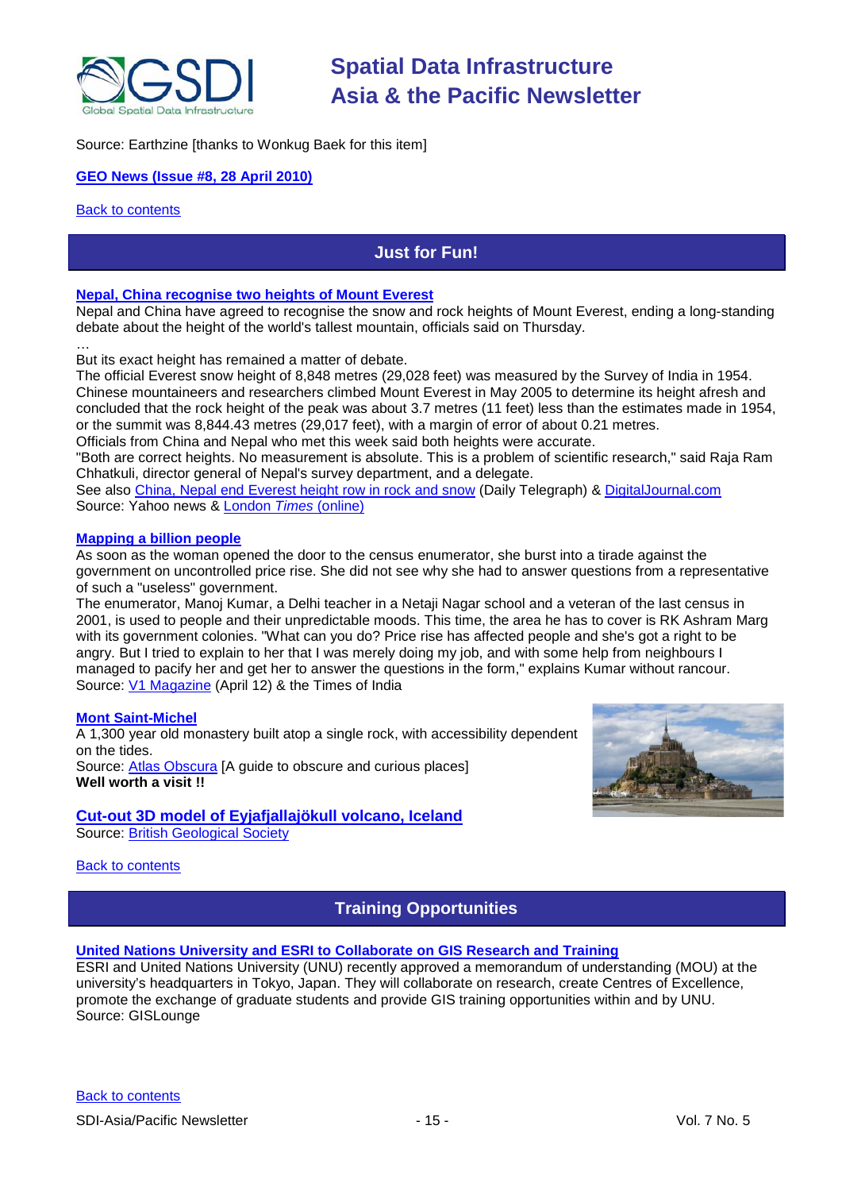Source: Earthzine [thanks to Wonkug Baek for this item]

**GEO News (Issue #8, 28 April 2010)**

Back to contents

## Just for Fun!

**Nepal, China recognise two heights of Mount Everest**

Nepal and China have agreed to recognise the snow and rock heights of Mount Everest, ending a long-standing debate about the height of the world's tallest mountain, officials said on Thursday.

…

But its exact height has remained a matter of debate.

The official Everest snow height of 8,848 metres (29,028 feet) was measured by the Survey of India in 1954. Chinese mountaineers and researchers climbed Mount Everest in May 2005 to determine its height afresh and concluded that the rock height of the peak was about 3.7 metres (11 feet) less than the estimates made in 1954, or the summit was 8,844.43 metres (29,017 feet), with a margin of error of about 0.21 metres.

Officials from China and Nepal who met this week said both heights were accurate.

"Both are correct heights. No measurement is absolute. This is a problem of scientific research," said Raja Ram Chhatkuli, director general of Nepal's survey department, and a delegate.

See also China, Nepal end Everest height row in rock and snow (Daily Telegraph) & DigitalJournal.com

Source: Yahoo news & London *Times* (online)

**Mapping a billion people**

As soon as the woman opened the door to the census enumerator, she burst into a tirade against the government on uncontrolled price rise. She did not see why she had to answer questions from a representative of such a "useless" government.

The enumerator, Manoj Kumar, a Delhi teacher in a Netaji Nagar school and a veteran of the last census in 2001, is used to people and their unpredictable moods. This time, the area he has to cover is RK Ashram Marg with its government colonies. "What can you do? Price rise has affected people and she's got a right to be angry. But I tried to explain to her that I was merely doing my job, and with some help from neighbours I managed to pacify her and get her to answer the questions in the form," explains Kumar without rancour.

Source: V1 Magazine (April 12) & the Times of India

**Mont Saint-Michel**

A 1,300 year old monastery built atop a single rock, with accessibility dependent on the tides.

Source: Atlas Obscura [A guide to obscure and curious places]

**Well worth a visit !!**

**Cut-out 3D model of Eyjafjallajökull volcano, Iceland**

Source: British Geological Society

Back to contents

## Training Opportunities

**United Nations University and ESRI to Collaborate on GIS Research and Training**

ESRI and United Nations University (UNU) recently approved a memorandum of understanding (MOU) at the university's headquarters in Tokyo, Japan. They will collaborate on research, create Centres of Excellence, promote the exchange of graduate students and provide GIS training opportunities within and by UNU.

Source: GISLounge

Back to contents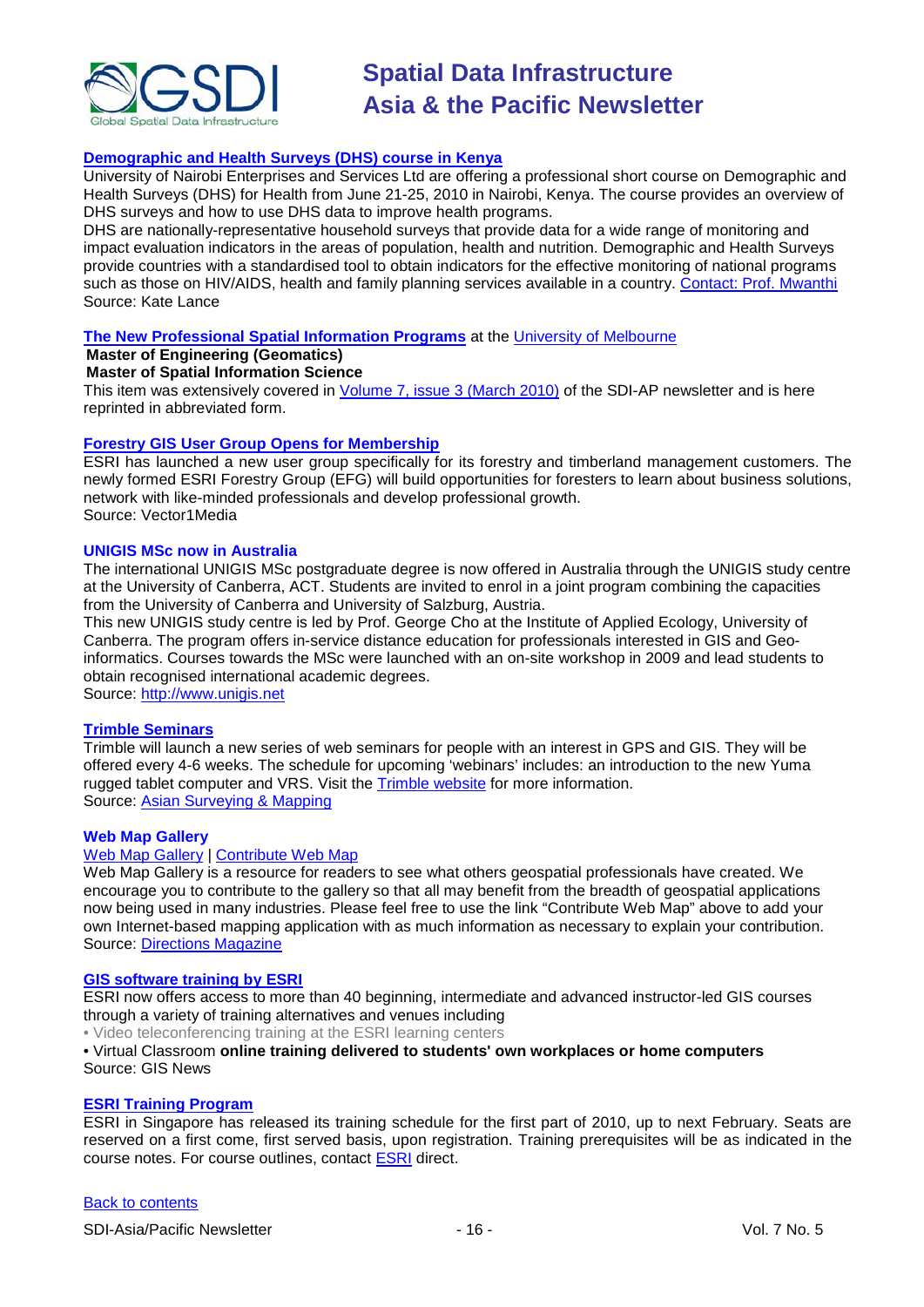### Demographic and Health Surveys (DHS) course in Kenya

University of Nairobi Enterprises and Services Ltd are offering a professional short course on Demographic and Health Surveys (DHS) for Health from June 21-25, 2010 in Nairobi, Kenya. The course provides an overview of DHS surveys and how to use DHS data to improve health programs.

DHS are nationally-representative household surveys that provide data for a wide range of monitoring and impact evaluation indicators in the areas of population, health and nutrition. Demographic and Health Surveys provide countries with a standardised tool to obtain indicators for the effective monitoring of national programs such as those on HIV/AIDS, health and family planning services available in a country. Contact: Prof. Mwanthi
Source: Kate Lance

### The New Professional Spatial Information Programs at the University of Melbourne

**Master of Engineering (Geomatics)**
**Master of Spatial Information Science**

This item was extensively covered in Volume 7, issue 3 (March 2010) of the SDI-AP newsletter and is here reprinted in abbreviated form.

### Forestry GIS User Group Opens for Membership

ESRI has launched a new user group specifically for its forestry and timberland management customers. The newly formed ESRI Forestry Group (EFG) will build opportunities for foresters to learn about business solutions, network with like-minded professionals and develop professional growth.
Source: Vector1Media

### UNIGIS MSc now in Australia

The international UNIGIS MSc postgraduate degree is now offered in Australia through the UNIGIS study centre at the University of Canberra, ACT. Students are invited to enrol in a joint program combining the capacities from the University of Canberra and University of Salzburg, Austria.

This new UNIGIS study centre is led by Prof. George Cho at the Institute of Applied Ecology, University of Canberra. The program offers in-service distance education for professionals interested in GIS and Geo-informatics. Courses towards the MSc were launched with an on-site workshop in 2009 and lead students to obtain recognised international academic degrees.
Source: http://www.unigis.net

### Trimble Seminars

Trimble will launch a new series of web seminars for people with an interest in GPS and GIS. They will be offered every 4-6 weeks. The schedule for upcoming 'webinars' includes: an introduction to the new Yuma rugged tablet computer and VRS. Visit the Trimble website for more information.
Source: Asian Surveying & Mapping

### Web Map Gallery

Web Map Gallery | Contribute Web Map

Web Map Gallery is a resource for readers to see what others geospatial professionals have created. We encourage you to contribute to the gallery so that all may benefit from the breadth of geospatial applications now being used in many industries. Please feel free to use the link "Contribute Web Map" above to add your own Internet-based mapping application with as much information as necessary to explain your contribution.
Source: Directions Magazine

### GIS software training by ESRI

ESRI now offers access to more than 40 beginning, intermediate and advanced instructor-led GIS courses through a variety of training alternatives and venues including

- Video teleconferencing training at the ESRI learning centers
- Virtual Classroom **online training delivered to students' own workplaces or home computers**

Source: GIS News

### ESRI Training Program

ESRI in Singapore has released its training schedule for the first part of 2010, up to next February. Seats are reserved on a first come, first served basis, upon registration. Training prerequisites will be as indicated in the course notes. For course outlines, contact ESRI direct.

Back to contents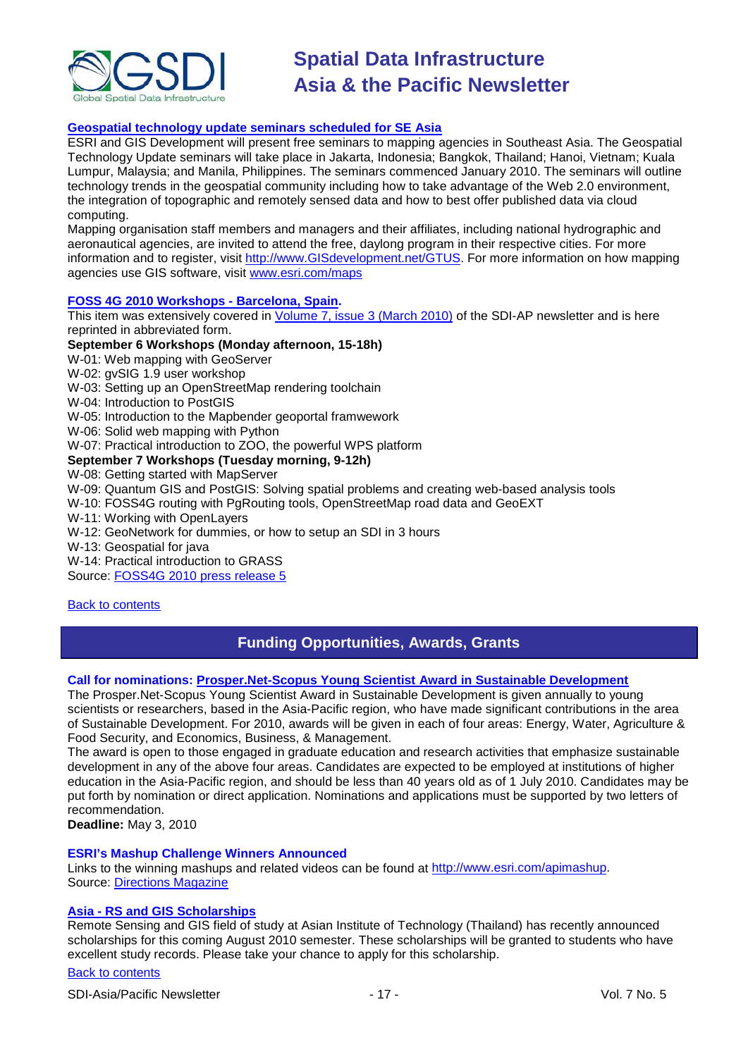### [Geospatial technology update seminars scheduled for SE Asia](http://www.GISdevelopment.net/GTUS)

ESRI and GIS Development will present free seminars to mapping agencies in Southeast Asia. The Geospatial Technology Update seminars will take place in Jakarta, Indonesia; Bangkok, Thailand; Hanoi, Vietnam; Kuala Lumpur, Malaysia; and Manila, Philippines. The seminars commenced January 2010. The seminars will outline technology trends in the geospatial community including how to take advantage of the Web 2.0 environment, the integration of topographic and remotely sensed data and how to best offer published data via cloud computing.

Mapping organisation staff members and managers and their affiliates, including national hydrographic and aeronautical agencies, are invited to attend the free, daylong program in their respective cities. For more information and to register, visit http://www.GISdevelopment.net/GTUS. For more information on how mapping agencies use GIS software, visit www.esri.com/maps

### FOSS 4G 2010 Workshops - Barcelona, Spain.

This item was extensively covered in Volume 7, issue 3 (March 2010) of the SDI-AP newsletter and is here reprinted in abbreviated form.

**September 6 Workshops (Monday afternoon, 15-18h)**

W-01: Web mapping with GeoServer
W-02: gvSIG 1.9 user workshop
W-03: Setting up an OpenStreetMap rendering toolchain
W-04: Introduction to PostGIS
W-05: Introduction to the Mapbender geoportal framwework
W-06: Solid web mapping with Python
W-07: Practical introduction to ZOO, the powerful WPS platform

**September 7 Workshops (Tuesday morning, 9-12h)**

W-08: Getting started with MapServer
W-09: Quantum GIS and PostGIS: Solving spatial problems and creating web-based analysis tools
W-10: FOSS4G routing with PgRouting tools, OpenStreetMap road data and GeoEXT
W-11: Working with OpenLayers
W-12: GeoNetwork for dummies, or how to setup an SDI in 3 hours
W-13: Geospatial for java
W-14: Practical introduction to GRASS

Source: FOSS4G 2010 press release 5

Back to contents

## Funding Opportunities, Awards, Grants

### Call for nominations: Prosper.Net-Scopus Young Scientist Award in Sustainable Development

The Prosper.Net-Scopus Young Scientist Award in Sustainable Development is given annually to young scientists or researchers, based in the Asia-Pacific region, who have made significant contributions in the area of Sustainable Development. For 2010, awards will be given in each of four areas: Energy, Water, Agriculture & Food Security, and Economics, Business, & Management.

The award is open to those engaged in graduate education and research activities that emphasize sustainable development in any of the above four areas. Candidates are expected to be employed at institutions of higher education in the Asia-Pacific region, and should be less than 40 years old as of 1 July 2010. Candidates may be put forth by nomination or direct application. Nominations and applications must be supported by two letters of recommendation.

**Deadline:** May 3, 2010

### ESRI's Mashup Challenge Winners Announced

Links to the winning mashups and related videos can be found at http://www.esri.com/apimashup.
Source: Directions Magazine

### Asia - RS and GIS Scholarships

Remote Sensing and GIS field of study at Asian Institute of Technology (Thailand) has recently announced scholarships for this coming August 2010 semester. These scholarships will be granted to students who have excellent study records. Please take your chance to apply for this scholarship.

Back to contents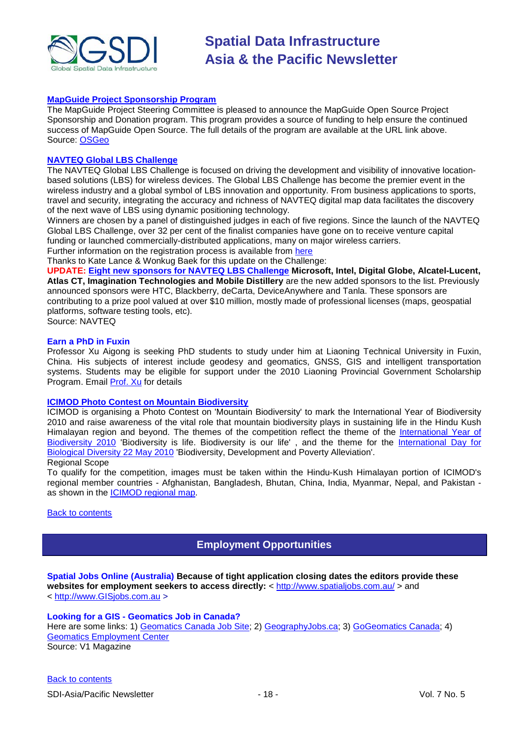### MapGuide Project Sponsorship Program

The MapGuide Project Steering Committee is pleased to announce the MapGuide Open Source Project Sponsorship and Donation program. This program provides a source of funding to help ensure the continued success of MapGuide Open Source. The full details of the program are available at the URL link above.
Source: OSGeo

### NAVTEQ Global LBS Challenge

The NAVTEQ Global LBS Challenge is focused on driving the development and visibility of innovative location-based solutions (LBS) for wireless devices. The Global LBS Challenge has become the premier event in the wireless industry and a global symbol of LBS innovation and opportunity. From business applications to sports, travel and security, integrating the accuracy and richness of NAVTEQ digital map data facilitates the discovery of the next wave of LBS using dynamic positioning technology.

Winners are chosen by a panel of distinguished judges in each of five regions. Since the launch of the NAVTEQ Global LBS Challenge, over 32 per cent of the finalist companies have gone on to receive venture capital funding or launched commercially-distributed applications, many on major wireless carriers.

Further information on the registration process is available from here

Thanks to Kate Lance & Wonkug Baek for this update on the Challenge:

**UPDATE: Eight new sponsors for NAVTEQ LBS Challenge Microsoft, Intel, Digital Globe, Alcatel-Lucent, Atlas CT, Imagination Technologies and Mobile Distillery** are the new added sponsors to the list. Previously announced sponsors were HTC, Blackberry, deCarta, DeviceAnywhere and Tanla. These sponsors are contributing to a prize pool valued at over $10 million, mostly made of professional licenses (maps, geospatial platforms, software testing tools, etc).
Source: NAVTEQ

### Earn a PhD in Fuxin

Professor Xu Aigong is seeking PhD students to study under him at Liaoning Technical University in Fuxin, China. His subjects of interest include geodesy and geomatics, GNSS, GIS and intelligent transportation systems. Students may be eligible for support under the 2010 Liaoning Provincial Government Scholarship Program. Email Prof. Xu for details

### ICIMOD Photo Contest on Mountain Biodiversity

ICIMOD is organising a Photo Contest on 'Mountain Biodiversity' to mark the International Year of Biodiversity 2010 and raise awareness of the vital role that mountain biodiversity plays in sustaining life in the Hindu Kush Himalayan region and beyond. The themes of the competition reflect the theme of the International Year of Biodiversity 2010 'Biodiversity is life. Biodiversity is our life' , and the theme for the International Day for Biological Diversity 22 May 2010 'Biodiversity, Development and Poverty Alleviation'.

Regional Scope

To qualify for the competition, images must be taken within the Hindu-Kush Himalayan portion of ICIMOD's regional member countries - Afghanistan, Bangladesh, Bhutan, China, India, Myanmar, Nepal, and Pakistan - as shown in the ICIMOD regional map.

Back to contents

## Employment Opportunities

**Spatial Jobs Online (Australia) Because of tight application closing dates the editors provide these websites for employment seekers to access directly:** < http://www.spatialjobs.com.au/ > and < http://www.GISjobs.com.au >

### Looking for a GIS - Geomatics Job in Canada?

Here are some links: 1) Geomatics Canada Job Site; 2) GeographyJobs.ca; 3) GoGeomatics Canada; 4) Geomatics Employment Center
Source: V1 Magazine

Back to contents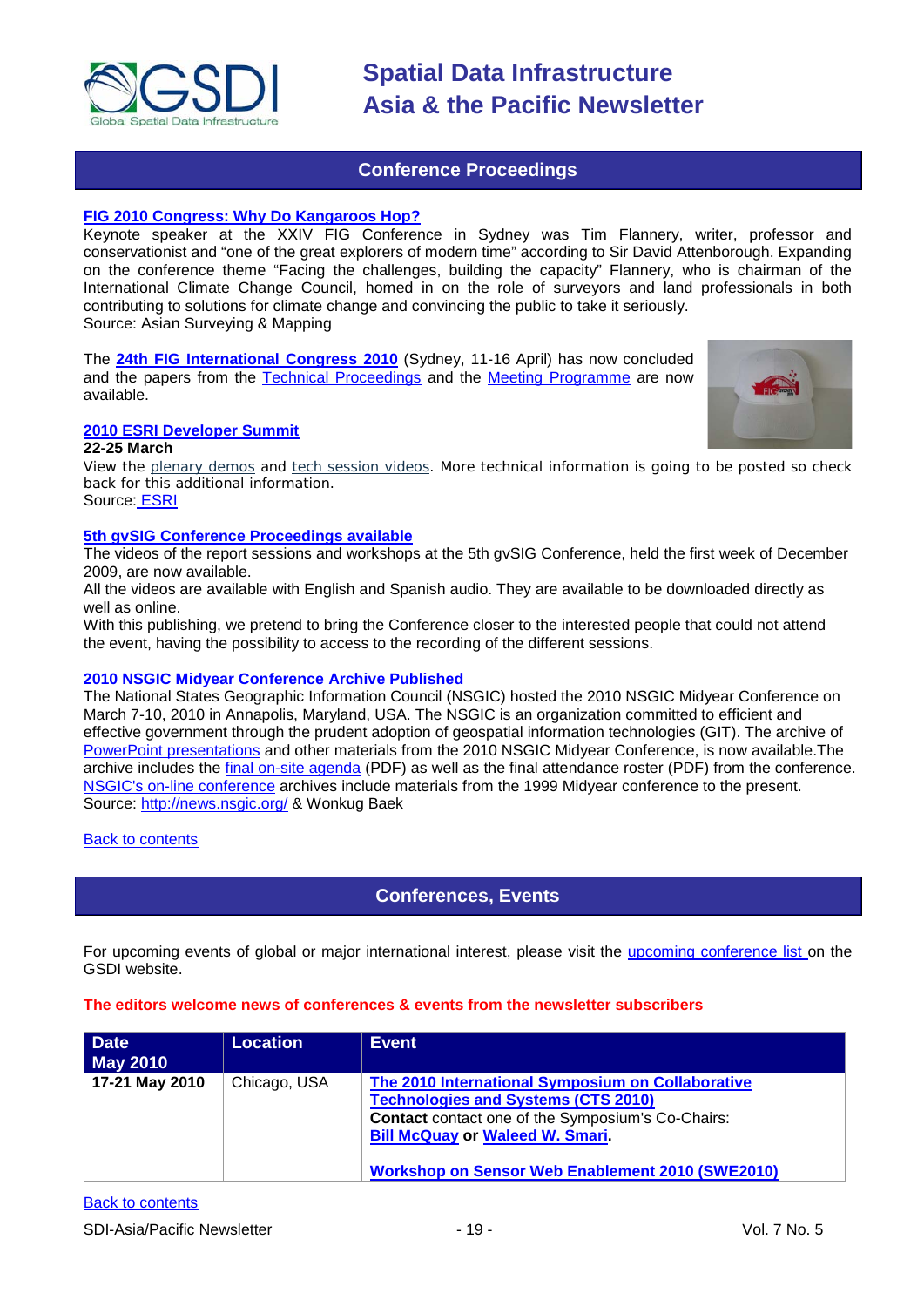## Conference Proceedings

**FIG 2010 Congress: Why Do Kangaroos Hop?**

Keynote speaker at the XXIV FIG Conference in Sydney was Tim Flannery, writer, professor and conservationist and "one of the great explorers of modern time" according to Sir David Attenborough. Expanding on the conference theme "Facing the challenges, building the capacity" Flannery, who is chairman of the International Climate Change Council, homed in on the role of surveyors and land professionals in both contributing to solutions for climate change and convincing the public to take it seriously.
Source: Asian Surveying & Mapping

The **24th FIG International Congress 2010** (Sydney, 11-16 April) has now concluded and the papers from the Technical Proceedings and the Meeting Programme are now available.

**2010 ESRI Developer Summit**
**22-25 March**
View the plenary demos and tech session videos. More technical information is going to be posted so check back for this additional information.
Source: ESRI

**5th gvSIG Conference Proceedings available**

The videos of the report sessions and workshops at the 5th gvSIG Conference, held the first week of December 2009, are now available.
All the videos are available with English and Spanish audio. They are available to be downloaded directly as well as online.
With this publishing, we pretend to bring the Conference closer to the interested people that could not attend the event, having the possibility to access to the recording of the different sessions.

**2010 NSGIC Midyear Conference Archive Published**

The National States Geographic Information Council (NSGIC) hosted the 2010 NSGIC Midyear Conference on March 7-10, 2010 in Annapolis, Maryland, USA. The NSGIC is an organization committed to efficient and effective government through the prudent adoption of geospatial information technologies (GIT). The archive of PowerPoint presentations and other materials from the 2010 NSGIC Midyear Conference, is now available.The archive includes the final on-site agenda (PDF) as well as the final attendance roster (PDF) from the conference. NSGIC's on-line conference archives include materials from the 1999 Midyear conference to the present.
Source: http://news.nsgic.org/ & Wonkug Baek

Back to contents

## Conferences, Events

For upcoming events of global or major international interest, please visit the upcoming conference list on the GSDI website.

**The editors welcome news of conferences & events from the newsletter subscribers**

| Date | Location | Event |
|---|---|---|
| **May 2010** | | |
| **17-21 May 2010** | Chicago, USA | **The 2010 International Symposium on Collaborative Technologies and Systems (CTS 2010)**<br>**Contact** contact one of the Symposium's Co-Chairs: **Bill McQuay or Waleed W. Smari.**<br><br>**Workshop on Sensor Web Enablement 2010 (SWE2010)** |

Back to contents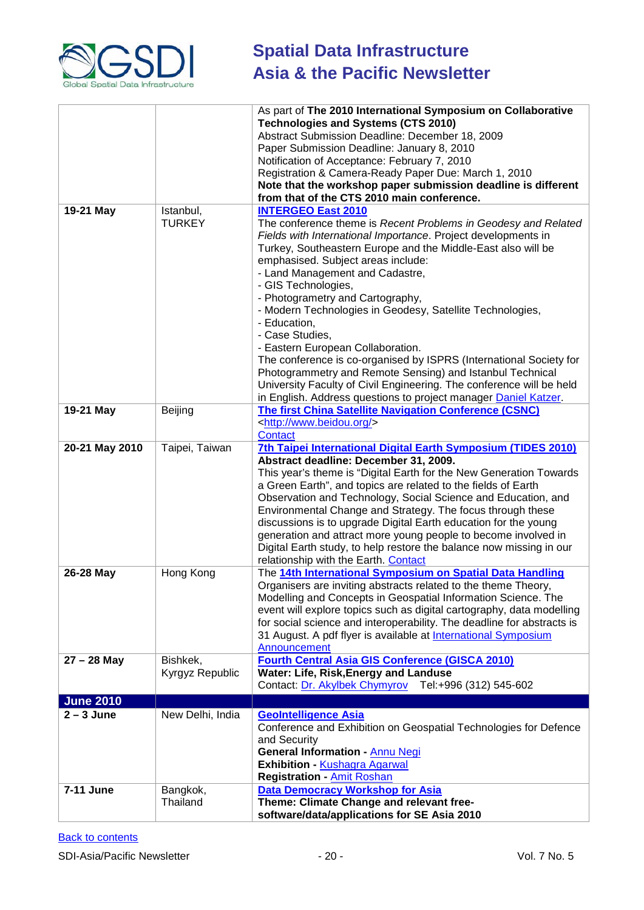| | | |
|---|---|---|
| | | As part of **The 2010 International Symposium on Collaborative Technologies and Systems (CTS 2010)**<br>Abstract Submission Deadline: December 18, 2009<br>Paper Submission Deadline: January 8, 2010<br>Notification of Acceptance: February 7, 2010<br>Registration & Camera-Ready Paper Due: March 1, 2010<br>**Note that the workshop paper submission deadline is different from that of the CTS 2010 main conference.** |
| **19-21 May** | Istanbul, TURKEY | **INTERGEO East 2010**<br>The conference theme is *Recent Problems in Geodesy and Related Fields with International Importance*. Project developments in Turkey, Southeastern Europe and the Middle-East also will be emphasised. Subject areas include:<br>- Land Management and Cadastre,<br>- GIS Technologies,<br>- Photogrammetry and Cartography,<br>- Modern Technologies in Geodesy, Satellite Technologies,<br>- Education,<br>- Case Studies,<br>- Eastern European Collaboration.<br>The conference is co-organised by ISPRS (International Society for Photogrammetry and Remote Sensing) and Istanbul Technical University Faculty of Civil Engineering. The conference will be held in English. Address questions to project manager Daniel Katzer. |
| **19-21 May** | Beijing | **The first China Satellite Navigation Conference (CSNC)**<br><http://www.beidou.org/><br>Contact |
| **20-21 May 2010** | Taipei, Taiwan | **7th Taipei International Digital Earth Symposium (TIDES 2010)**<br>**Abstract deadline: December 31, 2009.**<br>This year's theme is "Digital Earth for the New Generation Towards a Green Earth", and topics are related to the fields of Earth Observation and Technology, Social Science and Education, and Environmental Change and Strategy. The focus through these discussions is to upgrade Digital Earth education for the young generation and attract more young people to become involved in Digital Earth study, to help restore the balance now missing in our relationship with the Earth. Contact |
| **26-28 May** | Hong Kong | The **14th International Symposium on Spatial Data Handling**<br>Organisers are inviting abstracts related to the theme Theory, Modelling and Concepts in Geospatial Information Science. The event will explore topics such as digital cartography, data modelling for social science and interoperability. The deadline for abstracts is 31 August. A pdf flyer is available at International Symposium Announcement |
| **27 – 28 May** | Bishkek, Kyrgyz Republic | **Fourth Central Asia GIS Conference (GISCA 2010)**<br>**Water: Life, Risk,Energy and Landuse**<br>Contact: Dr. Akylbek Chymyrov Tel:+996 (312) 545-602 |
| **June 2010** | | |
| **2 – 3 June** | New Delhi, India | **GeoIntelligence Asia**<br>Conference and Exhibition on Geospatial Technologies for Defence and Security<br>**General Information -** Annu Negi<br>**Exhibition -** Kushagra Agarwal<br>**Registration -** Amit Roshan |
| **7-11 June** | Bangkok, Thailand | **Data Democracy Workshop for Asia**<br>**Theme: Climate Change and relevant free-software/data/applications for SE Asia 2010** |

Back to contents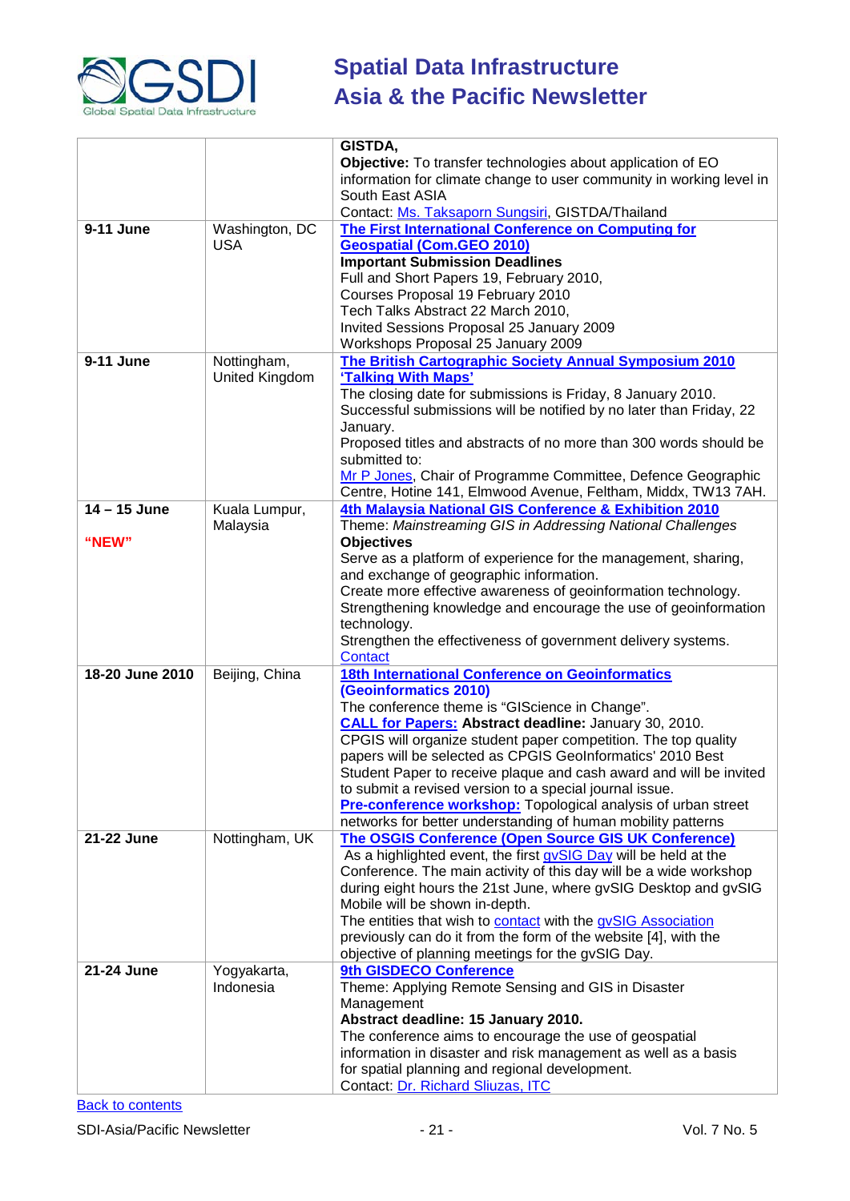| | | |
|---|---|---|
| | | **GISTDA,**<br>**Objective:** To transfer technologies about application of EO information for climate change to user community in working level in South East ASIA<br>Contact: Ms. Taksaporn Sungsiri, GISTDA/Thailand |
| **9-11 June** | Washington, DC USA | **The First International Conference on Computing for Geospatial (Com.GEO 2010)**<br>**Important Submission Deadlines**<br>Full and Short Papers 19, February 2010,<br>Courses Proposal 19 February 2010<br>Tech Talks Abstract 22 March 2010,<br>Invited Sessions Proposal 25 January 2009<br>Workshops Proposal 25 January 2009 |
| **9-11 June** | Nottingham, United Kingdom | **The British Cartographic Society Annual Symposium 2010 'Talking With Maps'**<br>The closing date for submissions is Friday, 8 January 2010. Successful submissions will be notified by no later than Friday, 22 January.<br>Proposed titles and abstracts of no more than 300 words should be submitted to:<br>Mr P Jones, Chair of Programme Committee, Defence Geographic Centre, Hotine 141, Elmwood Avenue, Feltham, Middx, TW13 7AH. |
| **14 – 15 June**<br><br>**"NEW"** | Kuala Lumpur, Malaysia | **4th Malaysia National GIS Conference & Exhibition 2010**<br>Theme: *Mainstreaming GIS in Addressing National Challenges*<br>**Objectives**<br>Serve as a platform of experience for the management, sharing, and exchange of geographic information.<br>Create more effective awareness of geoinformation technology.<br>Strengthening knowledge and encourage the use of geoinformation technology.<br>Strengthen the effectiveness of government delivery systems.<br>Contact |
| **18-20 June 2010** | Beijing, China | **18th International Conference on Geoinformatics (Geoinformatics 2010)**<br>The conference theme is "GIScience in Change".<br>**CALL for Papers: Abstract deadline:** January 30, 2010.<br>CPGIS will organize student paper competition. The top quality papers will be selected as CPGIS GeoInformatics' 2010 Best Student Paper to receive plaque and cash award and will be invited to submit a revised version to a special journal issue.<br>**Pre-conference workshop:** Topological analysis of urban street networks for better understanding of human mobility patterns |
| **21-22 June** | Nottingham, UK | **The OSGIS Conference (Open Source GIS UK Conference)**<br>As a highlighted event, the first gvSIG Day will be held at the Conference. The main activity of this day will be a wide workshop during eight hours the 21st June, where gvSIG Desktop and gvSIG Mobile will be shown in-depth.<br>The entities that wish to contact with the gvSIG Association previously can do it from the form of the website [4], with the objective of planning meetings for the gvSIG Day. |
| **21-24 June** | Yogyakarta, Indonesia | **9th GISDECO Conference**<br>Theme: Applying Remote Sensing and GIS in Disaster Management<br>**Abstract deadline: 15 January 2010.**<br>The conference aims to encourage the use of geospatial information in disaster and risk management as well as a basis for spatial planning and regional development.<br>Contact: Dr. Richard Sliuzas, ITC |

Back to contents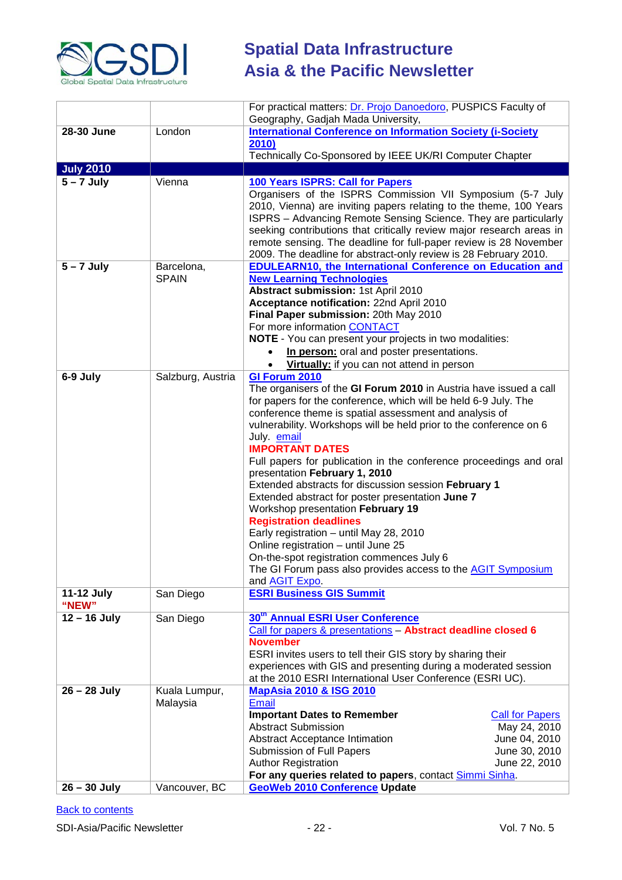| | | |
|---|---|---|
| | | For practical matters: Dr. Projo Danoedoro, PUSPICS Faculty of Geography, Gadjah Mada University, |
| **28-30 June** | London | **International Conference on Information Society (i-Society 2010)**<br>Technically Co-Sponsored by IEEE UK/RI Computer Chapter |
| **July 2010** | | |
| **5 – 7 July** | Vienna | **100 Years ISPRS: Call for Papers**<br>Organisers of the ISPRS Commission VII Symposium (5-7 July 2010, Vienna) are inviting papers relating to the theme, 100 Years ISPRS – Advancing Remote Sensing Science. They are particularly seeking contributions that critically review major research areas in remote sensing. The deadline for full-paper review is 28 November 2009. The deadline for abstract-only review is 28 February 2010. |
| **5 – 7 July** | Barcelona, SPAIN | **EDULEARN10, the International Conference on Education and New Learning Technologies**<br>**Abstract submission:** 1st April 2010<br>**Acceptance notification:** 22nd April 2010<br>**Final Paper submission:** 20th May 2010<br>For more information CONTACT<br>**NOTE** - You can present your projects in two modalities:<br>• **In person:** oral and poster presentations.<br>• **Virtually:** if you can not attend in person |
| **6-9 July** | Salzburg, Austria | **GI Forum 2010**<br>The organisers of the **GI Forum 2010** in Austria have issued a call for papers for the conference, which will be held 6-9 July. The conference theme is spatial assessment and analysis of vulnerability. Workshops will be held prior to the conference on 6 July. email<br>**IMPORTANT DATES**<br>Full papers for publication in the conference proceedings and oral presentation **February 1, 2010**<br>Extended abstracts for discussion session **February 1**<br>Extended abstract for poster presentation **June 7**<br>Workshop presentation **February 19**<br>**Registration deadlines**<br>Early registration – until May 28, 2010<br>Online registration – until June 25<br>On-the-spot registration commences July 6<br>The GI Forum pass also provides access to the AGIT Symposium and AGIT Expo. |
| **11-12 July "NEW"** | San Diego | **ESRI Business GIS Summit** |
| **12 – 16 July** | San Diego | **30th Annual ESRI User Conference**<br>Call for papers & presentations – **Abstract deadline closed 6 November**<br>ESRI invites users to tell their GIS story by sharing their experiences with GIS and presenting during a moderated session at the 2010 ESRI International User Conference (ESRI UC). |
| **26 – 28 July** | Kuala Lumpur, Malaysia | **MapAsia 2010 & ISG 2010**<br>Email<br>**Important Dates to Remember** — Call for Papers<br>Abstract Submission: May 24, 2010<br>Abstract Acceptance Intimation: June 04, 2010<br>Submission of Full Papers: June 30, 2010<br>Author Registration: June 22, 2010<br>**For any queries related to papers**, contact Simmi Sinha. |
| **26 – 30 July** | Vancouver, BC | **GeoWeb 2010 Conference Update** |

Back to contents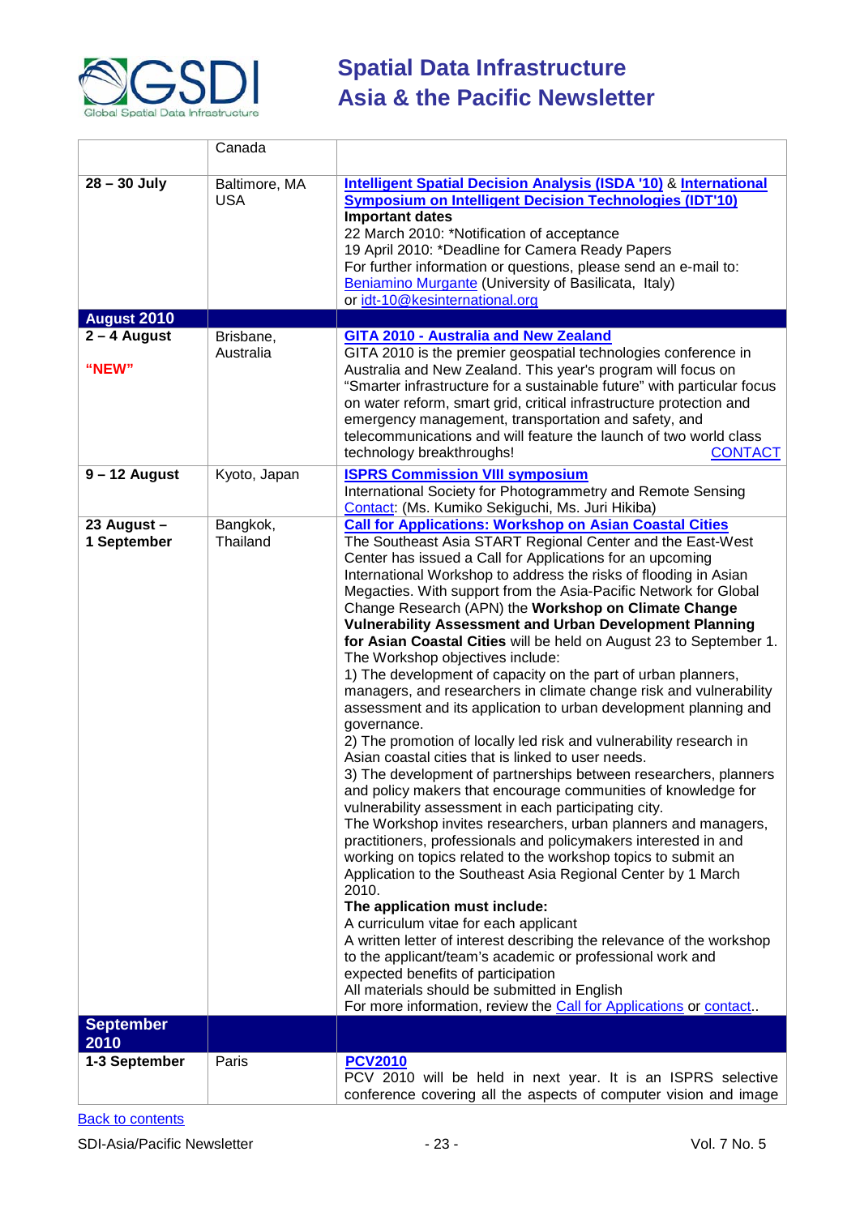| | | |
|---|---|---|
| | Canada | |
| **28 – 30 July** | Baltimore, MA USA | **Intelligent Spatial Decision Analysis (ISDA '10)** & **International Symposium on Intelligent Decision Technologies (IDT'10)**<br>**Important dates**<br>22 March 2010: *Notification of acceptance<br>19 April 2010: *Deadline for Camera Ready Papers<br>For further information or questions, please send an e-mail to: Beniamino Murgante (University of Basilicata, Italy)<br>or idt-10@kesinternational.org |
| **August 2010** | | |
| **2 – 4 August**<br><br>**"NEW"** | Brisbane, Australia | **GITA 2010 - Australia and New Zealand**<br>GITA 2010 is the premier geospatial technologies conference in Australia and New Zealand. This year's program will focus on "Smarter infrastructure for a sustainable future" with particular focus on water reform, smart grid, critical infrastructure protection and emergency management, transportation and safety, and telecommunications and will feature the launch of two world class technology breakthroughs! CONTACT |
| **9 – 12 August** | Kyoto, Japan | **ISPRS Commission VIII symposium**<br>International Society for Photogrammetry and Remote Sensing<br>Contact: (Ms. Kumiko Sekiguchi, Ms. Juri Hikiba) |
| **23 August – 1 September** | Bangkok, Thailand | **Call for Applications: Workshop on Asian Coastal Cities**<br>The Southeast Asia START Regional Center and the East-West Center has issued a Call for Applications for an upcoming International Workshop to address the risks of flooding in Asian Megacties. With support from the Asia-Pacific Network for Global Change Research (APN) the **Workshop on Climate Change Vulnerability Assessment and Urban Development Planning for Asian Coastal Cities** will be held on August 23 to September 1. The Workshop objectives include:<br>1) The development of capacity on the part of urban planners, managers, and researchers in climate change risk and vulnerability assessment and its application to urban development planning and governance.<br>2) The promotion of locally led risk and vulnerability research in Asian coastal cities that is linked to user needs.<br>3) The development of partnerships between researchers, planners and policy makers that encourage communities of knowledge for vulnerability assessment in each participating city.<br>The Workshop invites researchers, urban planners and managers, practitioners, professionals and policymakers interested in and working on topics related to the workshop topics to submit an Application to the Southeast Asia Regional Center by 1 March 2010.<br>**The application must include:**<br>A curriculum vitae for each applicant<br>A written letter of interest describing the relevance of the workshop to the applicant/team's academic or professional work and expected benefits of participation<br>All materials should be submitted in English<br>For more information, review the Call for Applications or contact.. |
| **September 2010** | | |
| **1-3 September** | Paris | **PCV2010**<br>PCV 2010 will be held in next year. It is an ISPRS selective conference covering all the aspects of computer vision and image |

Back to contents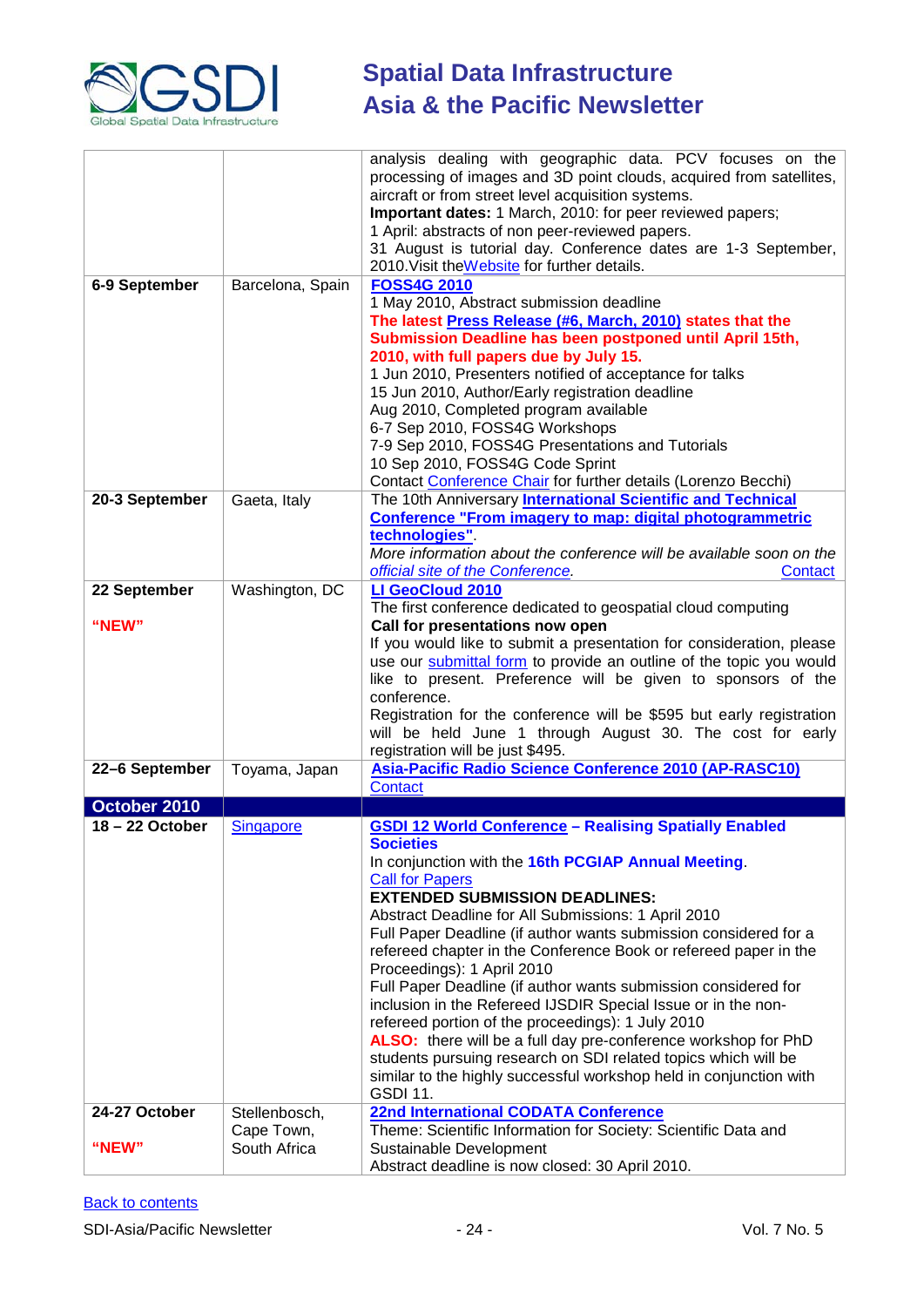| | | |
|---|---|---|
| | | analysis dealing with geographic data. PCV focuses on the processing of images and 3D point clouds, acquired from satellites, aircraft or from street level acquisition systems.<br>**Important dates:** 1 March, 2010: for peer reviewed papers;<br>1 April: abstracts of non peer-reviewed papers.<br>31 August is tutorial day. Conference dates are 1-3 September, 2010.Visit theWebsite for further details. |
| **6-9 September** | Barcelona, Spain | **FOSS4G 2010**<br>1 May 2010, Abstract submission deadline<br>**The latest Press Release (#6, March, 2010) states that the Submission Deadline has been postponed until April 15th, 2010, with full papers due by July 15.**<br>1 Jun 2010, Presenters notified of acceptance for talks<br>15 Jun 2010, Author/Early registration deadline<br>Aug 2010, Completed program available<br>6-7 Sep 2010, FOSS4G Workshops<br>7-9 Sep 2010, FOSS4G Presentations and Tutorials<br>10 Sep 2010, FOSS4G Code Sprint<br>Contact Conference Chair for further details (Lorenzo Becchi) |
| **20-3 September** | Gaeta, Italy | The 10th Anniversary **International Scientific and Technical Conference "From imagery to map: digital photogrammetric technologies"**.<br>*More information about the conference will be available soon on the official site of the Conference.* Contact |
| **22 September**<br><br>**"NEW"** | Washington, DC | **LI GeoCloud 2010**<br>The first conference dedicated to geospatial cloud computing<br>**Call for presentations now open**<br>If you would like to submit a presentation for consideration, please use our submittal form to provide an outline of the topic you would like to present. Preference will be given to sponsors of the conference.<br>Registration for the conference will be $595 but early registration will be held June 1 through August 30. The cost for early registration will be just $495. |
| **22–6 September** | Toyama, Japan | **Asia-Pacific Radio Science Conference 2010 (AP-RASC10)**<br>Contact |
| **October 2010** | | |
| **18 – 22 October** | Singapore | **GSDI 12 World Conference – Realising Spatially Enabled Societies**<br>In conjunction with the **16th PCGIAP Annual Meeting**.<br>Call for Papers<br>**EXTENDED SUBMISSION DEADLINES:**<br>Abstract Deadline for All Submissions: 1 April 2010<br>Full Paper Deadline (if author wants submission considered for a refereed chapter in the Conference Book or refereed paper in the Proceedings): 1 April 2010<br>Full Paper Deadline (if author wants submission considered for inclusion in the Refereed IJSDIR Special Issue or in the non-refereed portion of the proceedings): 1 July 2010<br>**ALSO:** there will be a full day pre-conference workshop for PhD students pursuing research on SDI related topics which will be similar to the highly successful workshop held in conjunction with GSDI 11. |
| **24-27 October**<br><br>**"NEW"** | Stellenbosch, Cape Town, South Africa | **22nd International CODATA Conference**<br>Theme: Scientific Information for Society: Scientific Data and Sustainable Development<br>Abstract deadline is now closed: 30 April 2010. |

Back to contents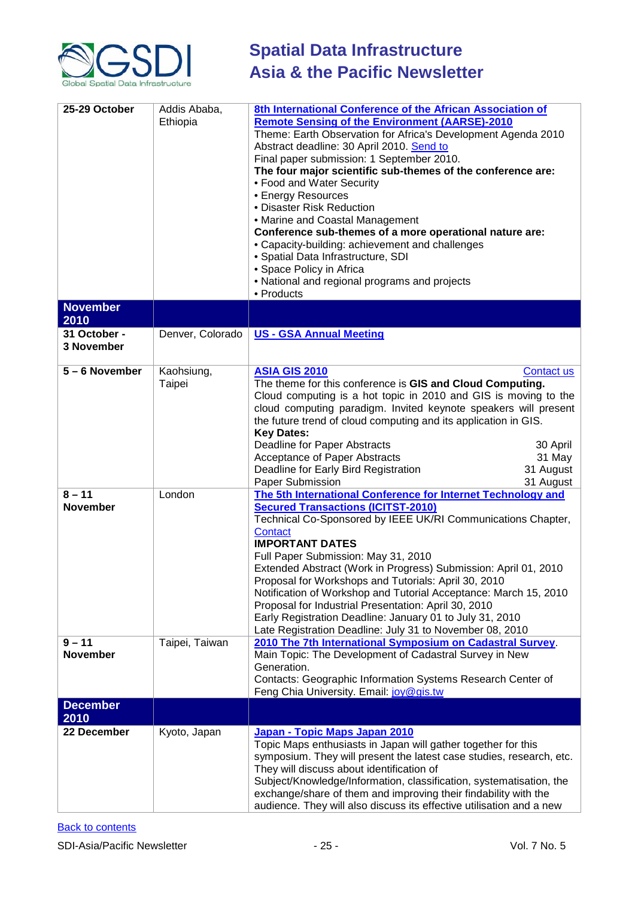| | | |
|---|---|---|
| **25-29 October** | Addis Ababa, Ethiopia | **8th International Conference of the African Association of Remote Sensing of the Environment (AARSE)-2010**<br>Theme: Earth Observation for Africa's Development Agenda 2010<br>Abstract deadline: 30 April 2010. Send to<br>Final paper submission: 1 September 2010.<br>**The four major scientific sub-themes of the conference are:**<br>• Food and Water Security<br>• Energy Resources<br>• Disaster Risk Reduction<br>• Marine and Coastal Management<br>**Conference sub-themes of a more operational nature are:**<br>• Capacity-building: achievement and challenges<br>• Spatial Data Infrastructure, SDI<br>• Space Policy in Africa<br>• National and regional programs and projects<br>• Products |
| **November 2010** | | |
| **31 October - 3 November** | Denver, Colorado | **US - GSA Annual Meeting** |
| **5 – 6 November** | Kaohsiung, Taipei | **ASIA GIS 2010** Contact us<br>The theme for this conference is **GIS and Cloud Computing.** Cloud computing is a hot topic in 2010 and GIS is moving to the cloud computing paradigm. Invited keynote speakers will present the future trend of cloud computing and its application in GIS.<br>**Key Dates:**<br>Deadline for Paper Abstracts 30 April<br>Acceptance of Paper Abstracts 31 May<br>Deadline for Early Bird Registration 31 August<br>Paper Submission 31 August |
| **8 – 11 November** | London | **The 5th International Conference for Internet Technology and Secured Transactions (ICITST-2010)**<br>Technical Co-Sponsored by IEEE UK/RI Communications Chapter, Contact<br>**IMPORTANT DATES**<br>Full Paper Submission: May 31, 2010<br>Extended Abstract (Work in Progress) Submission: April 01, 2010<br>Proposal for Workshops and Tutorials: April 30, 2010<br>Notification of Workshop and Tutorial Acceptance: March 15, 2010<br>Proposal for Industrial Presentation: April 30, 2010<br>Early Registration Deadline: January 01 to July 31, 2010<br>Late Registration Deadline: July 31 to November 08, 2010 |
| **9 – 11 November** | Taipei, Taiwan | **2010 The 7th International Symposium on Cadastral Survey**.<br>Main Topic: The Development of Cadastral Survey in New Generation.<br>Contacts: Geographic Information Systems Research Center of Feng Chia University. Email: joy@gis.tw |
| **December 2010** | | |
| **22 December** | Kyoto, Japan | **Japan - Topic Maps Japan 2010**<br>Topic Maps enthusiasts in Japan will gather together for this symposium. They will present the latest case studies, research, etc. They will discuss about identification of Subject/Knowledge/Information, classification, systematisation, the exchange/share of them and improving their findability with the audience. They will also discuss its effective utilisation and a new |

Back to contents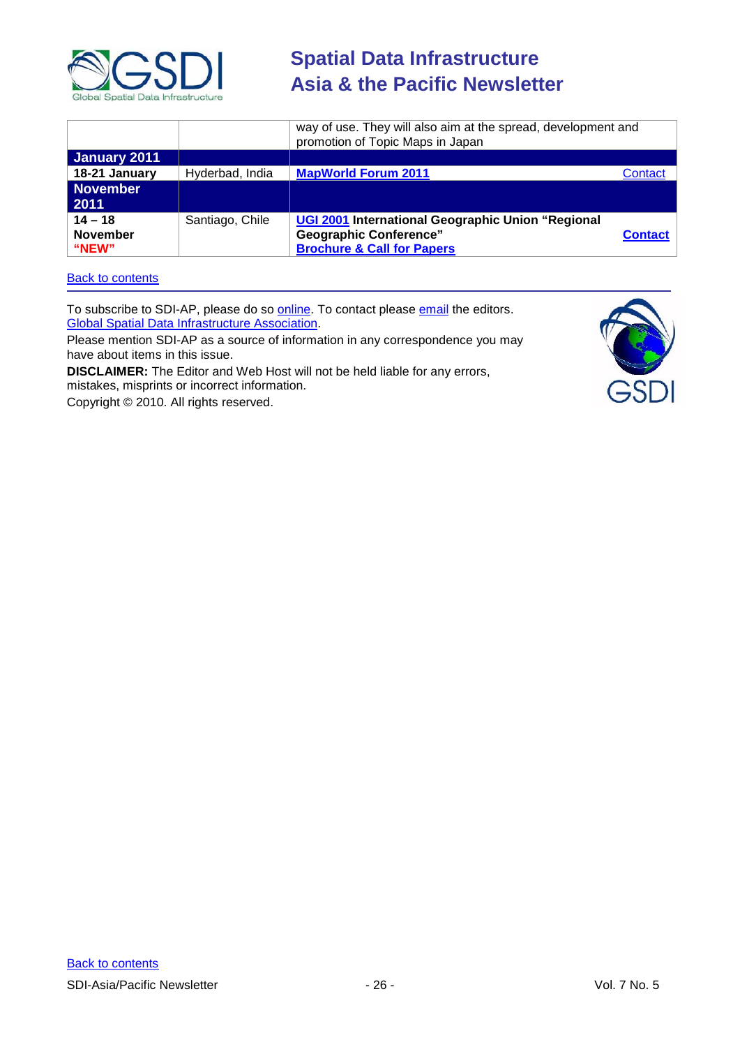| | | |
|---|---|---|
| | | way of use. They will also aim at the spread, development and promotion of Topic Maps in Japan |
| **January 2011** | | |
| **18-21 January** | Hyderbad, India | **MapWorld Forum 2011** Contact |
| **November 2011** | | |
| **14 – 18 November "NEW"** | Santiago, Chile | **UGI 2001 International Geographic Union "Regional Geographic Conference" Brochure & Call for Papers** **Contact** |

Back to contents

To subscribe to SDI-AP, please do so online. To contact please email the editors. Global Spatial Data Infrastructure Association.

Please mention SDI-AP as a source of information in any correspondence you may have about items in this issue.

**DISCLAIMER:** The Editor and Web Host will not be held liable for any errors, mistakes, misprints or incorrect information.

Copyright © 2010. All rights reserved.

Back to contents